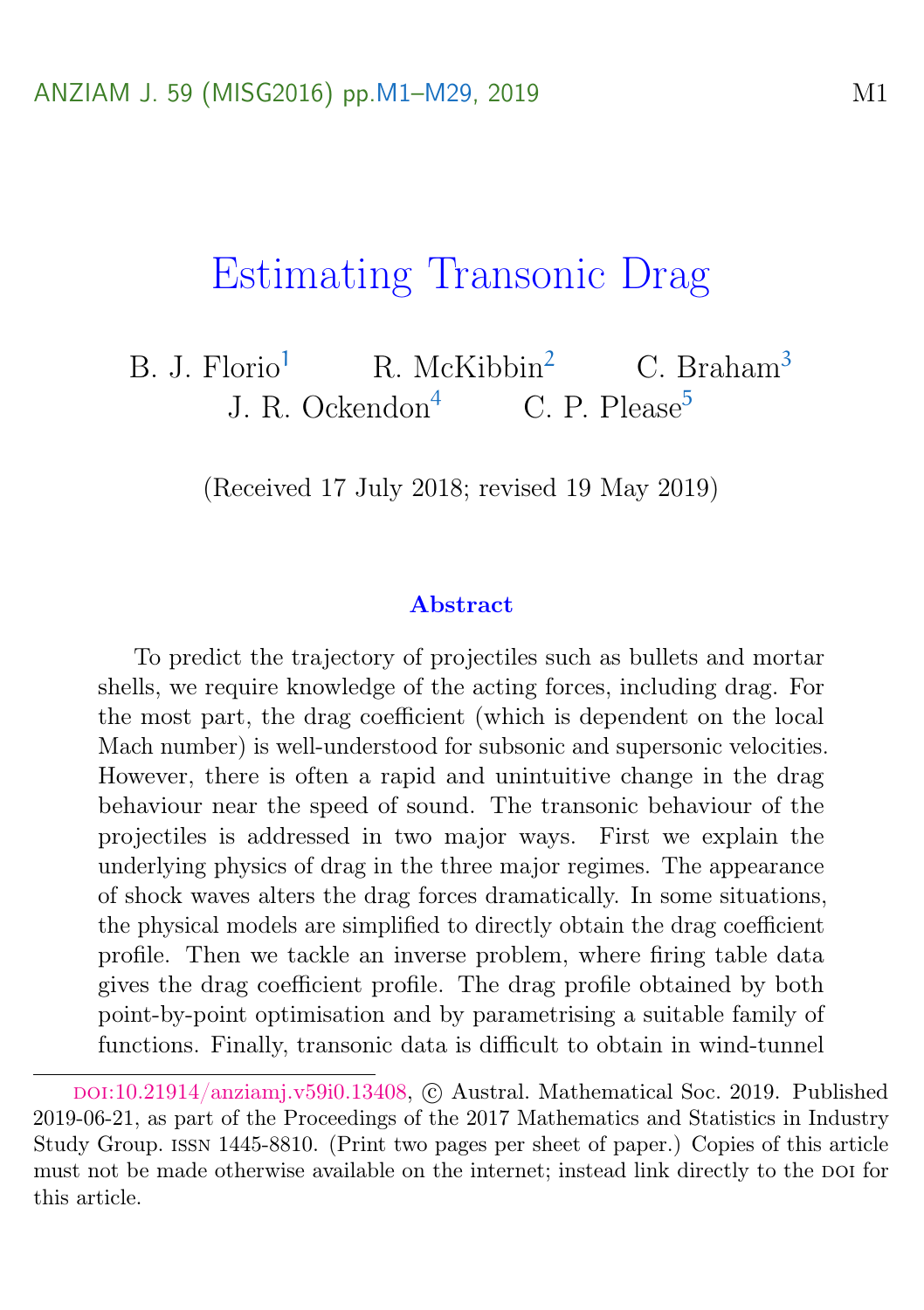# Estimating Transonic Drag

B. J. Florio[1] R. McKibbin[2] C. Braham[3] J. R. Ockendon[4] C. P. Please[5]

(Received 17 July 2018; revised 19 May 2019)

## Abstract

To predict the trajectory of projectiles such as bullets and mortar shells, we require knowledge of the acting forces, including drag. For the most part, the drag coefficient (which is dependent on the local Mach number) is well-understood for subsonic and supersonic velocities. However, there is often a rapid and unintuitive change in the drag behaviour near the speed of sound. The transonic behaviour of the projectiles is addressed in two major ways. First we explain the underlying physics of drag in the three major regimes. The appearance of shock waves alters the drag forces dramatically. In some situations, the physical models are simplified to directly obtain the drag coefficient profile. Then we tackle an inverse problem, where firing table data gives the drag coefficient profile. The drag profile obtained by both point-by-point optimisation and by parametrising a suitable family of functions. Finally, transonic data is difficult to obtain in wind-tunnel

---

doi:10.21914/anziamj.v59i0.13408, © Austral. Mathematical Soc. 2019. Published 2019-06-21, as part of the Proceedings of the 2017 Mathematics and Statistics in Industry Study Group. issn 1445-8810. (Print two pages per sheet of paper.) Copies of this article must not be made otherwise available on the internet; instead link directly to the doi for this article.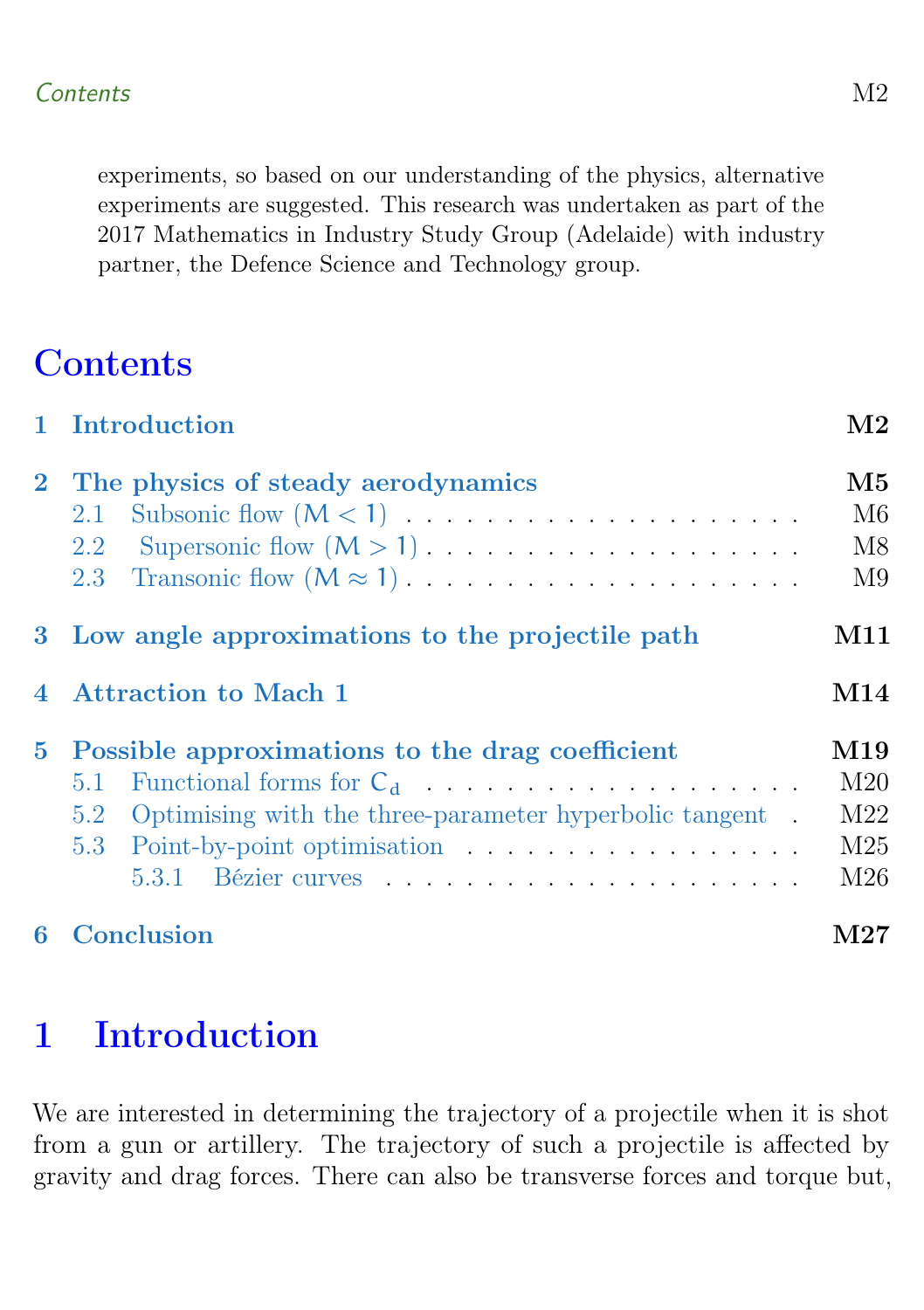experiments, so based on our understanding of the physics, alternative experiments are suggested. This research was undertaken as part of the 2017 Mathematics in Industry Study Group (Adelaide) with industry partner, the Defence Science and Technology group.

# Contents

**1 Introduction** — **M2**

**2 The physics of steady aerodynamics** — **M5**
- 2.1 Subsonic flow ($M < 1$) — M6
- 2.2 Supersonic flow ($M > 1$) — M8
- 2.3 Transonic flow ($M \approx 1$) — M9

**3 Low angle approximations to the projectile path** — **M11**

**4 Attraction to Mach 1** — **M14**

**5 Possible approximations to the drag coefficient** — **M19**
- 5.1 Functional forms for $C_d$ — M20
- 5.2 Optimising with the three-parameter hyperbolic tangent — M22
- 5.3 Point-by-point optimisation — M25
  - 5.3.1 Bézier curves — M26

**6 Conclusion** — **M27**

# 1 Introduction

We are interested in determining the trajectory of a projectile when it is shot from a gun or artillery. The trajectory of such a projectile is affected by gravity and drag forces. There can also be transverse forces and torque but,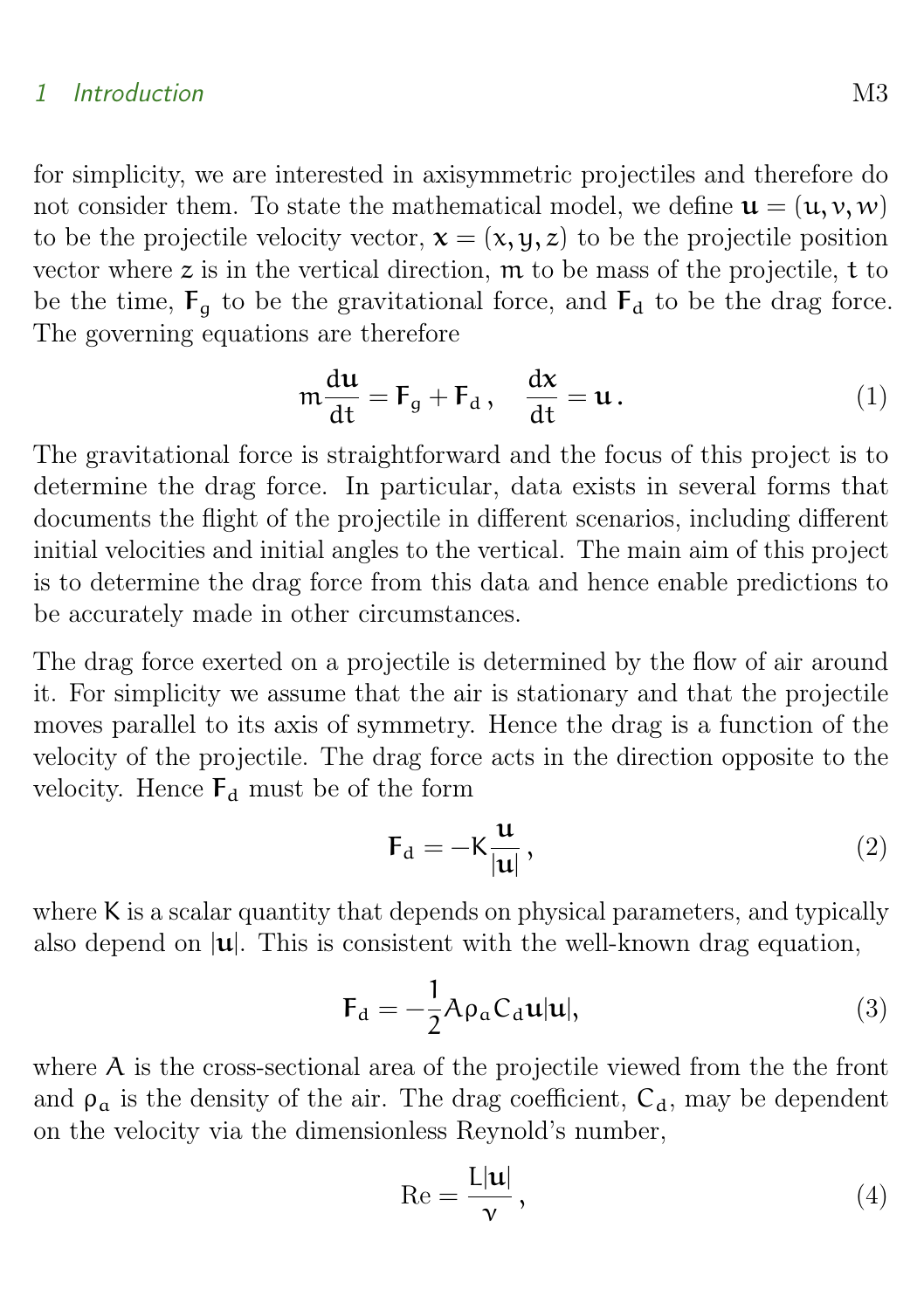for simplicity, we are interested in axisymmetric projectiles and therefore do not consider them. To state the mathematical model, we define $\mathbf{u} = (u, v, w)$ to be the projectile velocity vector, $\mathbf{x} = (x, y, z)$ to be the projectile position vector where $z$ is in the vertical direction, $m$ to be mass of the projectile, $t$ to be the time, $\mathbf{F}_g$ to be the gravitational force, and $\mathbf{F}_d$ to be the drag force. The governing equations are therefore

$$m\frac{d\mathbf{u}}{dt} = \mathbf{F}_g + \mathbf{F}_d\,, \quad \frac{d\mathbf{x}}{dt} = \mathbf{u}\,. \tag{1}$$

The gravitational force is straightforward and the focus of this project is to determine the drag force. In particular, data exists in several forms that documents the flight of the projectile in different scenarios, including different initial velocities and initial angles to the vertical. The main aim of this project is to determine the drag force from this data and hence enable predictions to be accurately made in other circumstances.

The drag force exerted on a projectile is determined by the flow of air around it. For simplicity we assume that the air is stationary and that the projectile moves parallel to its axis of symmetry. Hence the drag is a function of the velocity of the projectile. The drag force acts in the direction opposite to the velocity. Hence $\mathbf{F}_d$ must be of the form

$$\mathbf{F}_d = -K\frac{\mathbf{u}}{|\mathbf{u}|}\,, \tag{2}$$

where $K$ is a scalar quantity that depends on physical parameters, and typically also depend on $|\mathbf{u}|$. This is consistent with the well-known drag equation,

$$\mathbf{F}_d = -\frac{1}{2}A\rho_a C_d \mathbf{u}|\mathbf{u}|, \tag{3}$$

where $A$ is the cross-sectional area of the projectile viewed from the the front and $\rho_a$ is the density of the air. The drag coefficient, $C_d$, may be dependent on the velocity via the dimensionless Reynold's number,

$$\mathrm{Re} = \frac{L|\mathbf{u}|}{\nu}\,, \tag{4}$$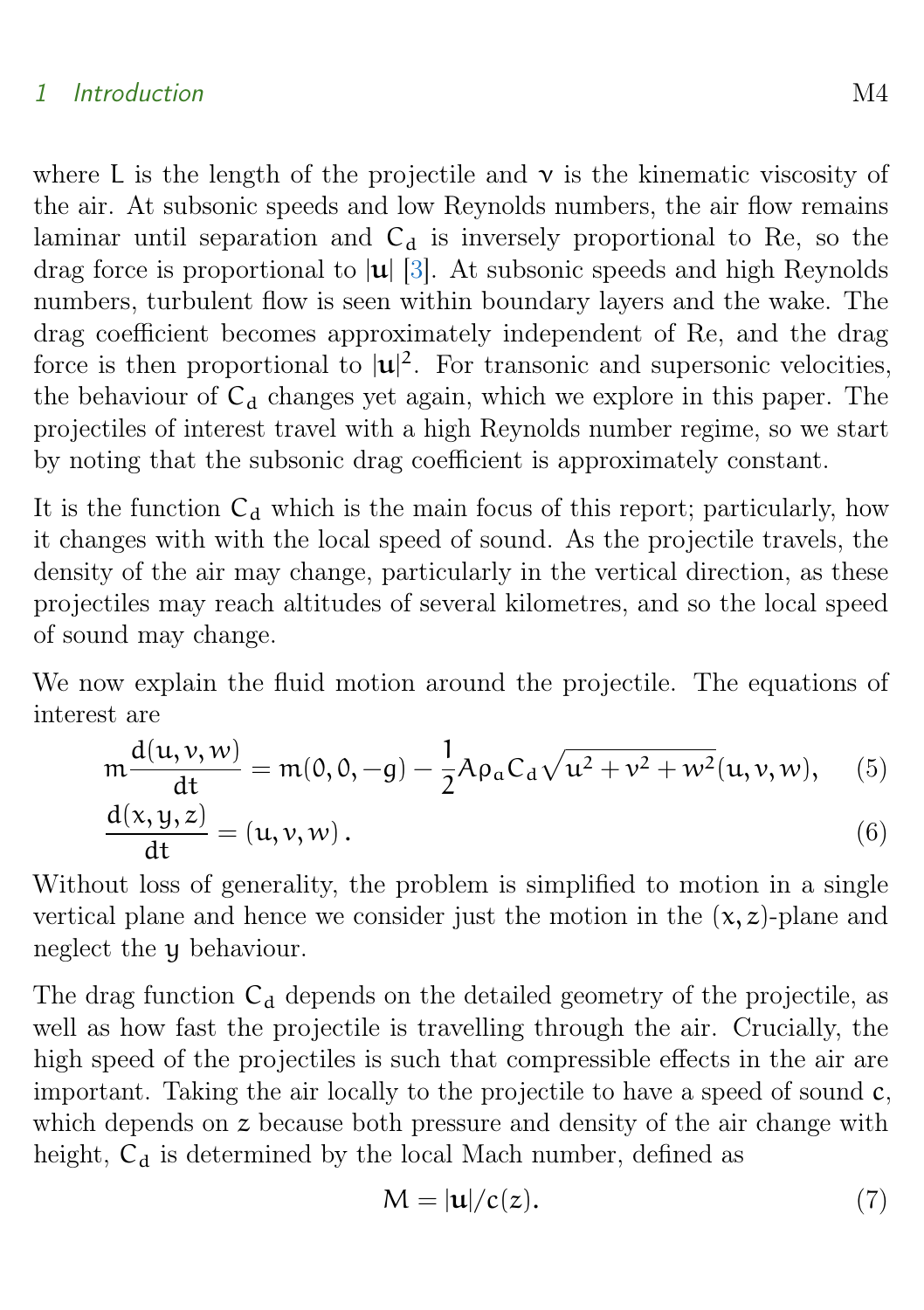where $L$ is the length of the projectile and $\nu$ is the kinematic viscosity of the air. At subsonic speeds and low Reynolds numbers, the air flow remains laminar until separation and $C_d$ is inversely proportional to Re, so the drag force is proportional to $|\mathbf{u}|$ [3]. At subsonic speeds and high Reynolds numbers, turbulent flow is seen within boundary layers and the wake. The drag coefficient becomes approximately independent of Re, and the drag force is then proportional to $|\mathbf{u}|^2$. For transonic and supersonic velocities, the behaviour of $C_d$ changes yet again, which we explore in this paper. The projectiles of interest travel with a high Reynolds number regime, so we start by noting that the subsonic drag coefficient is approximately constant.

It is the function $C_d$ which is the main focus of this report; particularly, how it changes with with the local speed of sound. As the projectile travels, the density of the air may change, particularly in the vertical direction, as these projectiles may reach altitudes of several kilometres, and so the local speed of sound may change.

We now explain the fluid motion around the projectile. The equations of interest are

$$m\frac{d(u,v,w)}{dt} = m(0,0,-g) - \frac{1}{2}A\rho_a C_d \sqrt{u^2+v^2+w^2}(u,v,w), \qquad (5)$$

$$\frac{d(x,y,z)}{dt} = (u,v,w)\,. \qquad (6)$$

Without loss of generality, the problem is simplified to motion in a single vertical plane and hence we consider just the motion in the $(x,z)$-plane and neglect the $y$ behaviour.

The drag function $C_d$ depends on the detailed geometry of the projectile, as well as how fast the projectile is travelling through the air. Crucially, the high speed of the projectiles is such that compressible effects in the air are important. Taking the air locally to the projectile to have a speed of sound $c$, which depends on $z$ because both pressure and density of the air change with height, $C_d$ is determined by the local Mach number, defined as

$$M = |\mathbf{u}|/c(z). \qquad (7)$$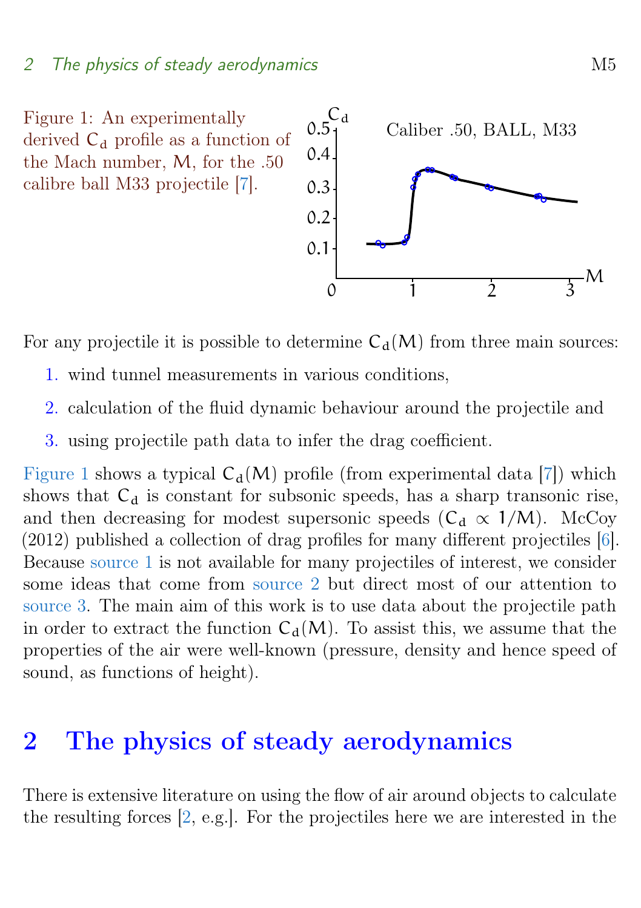Figure 1: An experimentally derived $C_d$ profile as a function of the Mach number, $M$, for the .50 calibre ball M33 projectile [7].

For any projectile it is possible to determine $C_d(M)$ from three main sources:

1. wind tunnel measurements in various conditions,
2. calculation of the fluid dynamic behaviour around the projectile and
3. using projectile path data to infer the drag coefficient.

Figure 1 shows a typical $C_d(M)$ profile (from experimental data [7]) which shows that $C_d$ is constant for subsonic speeds, has a sharp transonic rise, and then decreasing for modest supersonic speeds ($C_d \propto 1/M$). McCoy (2012) published a collection of drag profiles for many different projectiles [6]. Because source 1 is not available for many projectiles of interest, we consider some ideas that come from source 2 but direct most of our attention to source 3. The main aim of this work is to use data about the projectile path in order to extract the function $C_d(M)$. To assist this, we assume that the properties of the air were well-known (pressure, density and hence speed of sound, as functions of height).

## 2 The physics of steady aerodynamics

There is extensive literature on using the flow of air around objects to calculate the resulting forces [2, e.g.]. For the projectiles here we are interested in the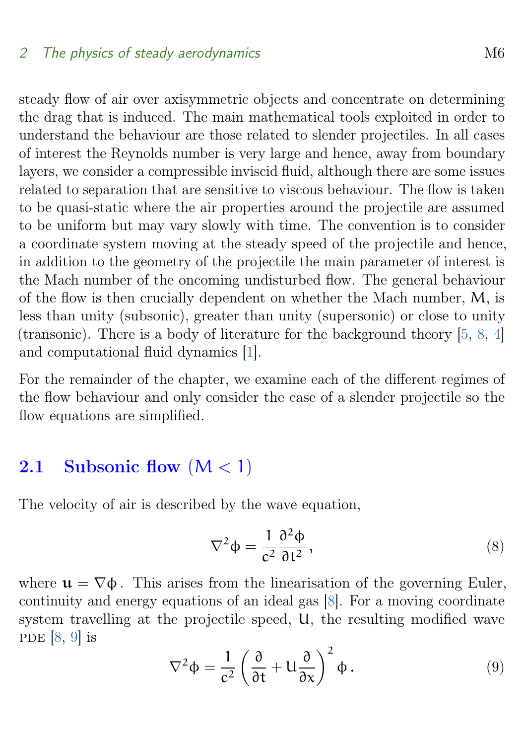steady flow of air over axisymmetric objects and concentrate on determining the drag that is induced. The main mathematical tools exploited in order to understand the behaviour are those related to slender projectiles. In all cases of interest the Reynolds number is very large and hence, away from boundary layers, we consider a compressible inviscid fluid, although there are some issues related to separation that are sensitive to viscous behaviour. The flow is taken to be quasi-static where the air properties around the projectile are assumed to be uniform but may vary slowly with time. The convention is to consider a coordinate system moving at the steady speed of the projectile and hence, in addition to the geometry of the projectile the main parameter of interest is the Mach number of the oncoming undisturbed flow. The general behaviour of the flow is then crucially dependent on whether the Mach number, $M$, is less than unity (subsonic), greater than unity (supersonic) or close to unity (transonic). There is a body of literature for the background theory [5, 8, 4] and computational fluid dynamics [1].

For the remainder of the chapter, we examine each of the different regimes of the flow behaviour and only consider the case of a slender projectile so the flow equations are simplified.

## 2.1 Subsonic flow ($M < 1$)

The velocity of air is described by the wave equation,

$$\nabla^2\phi = \frac{1}{c^2}\frac{\partial^2\phi}{\partial t^2}\,, \tag{8}$$

where $\mathbf{u} = \nabla\phi$. This arises from the linearisation of the governing Euler, continuity and energy equations of an ideal gas [8]. For a moving coordinate system travelling at the projectile speed, $U$, the resulting modified wave PDE [8, 9] is

$$\nabla^2\phi = \frac{1}{c^2}\left(\frac{\partial}{\partial t} + U\frac{\partial}{\partial x}\right)^2\phi\,. \tag{9}$$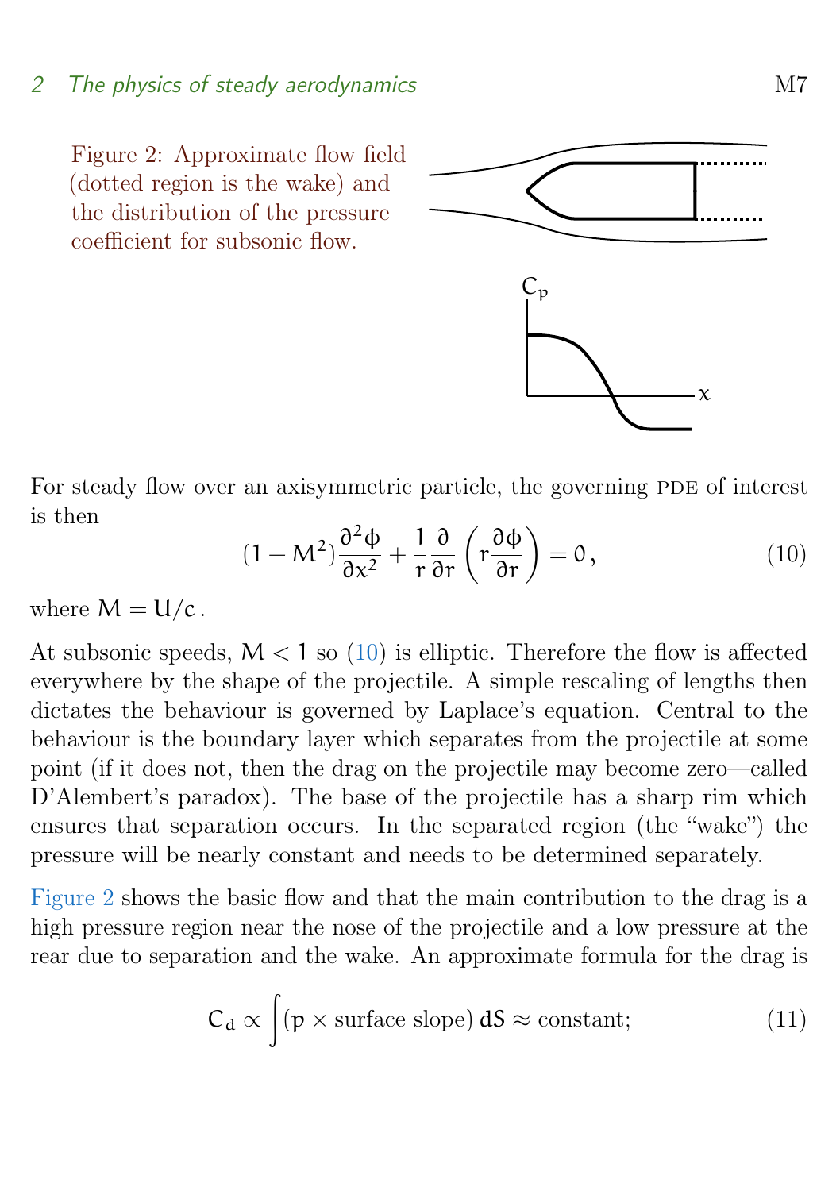Figure 2: Approximate flow field (dotted region is the wake) and the distribution of the pressure coefficient for subsonic flow.

For steady flow over an axisymmetric particle, the governing PDE of interest is then

$$(1 - M^2)\frac{\partial^2 \phi}{\partial x^2} + \frac{1}{r}\frac{\partial}{\partial r}\left(r\frac{\partial \phi}{\partial r}\right) = 0\,, \tag{10}$$

where $M = U/c$.

At subsonic speeds, $M < 1$ so (10) is elliptic. Therefore the flow is affected everywhere by the shape of the projectile. A simple rescaling of lengths then dictates the behaviour is governed by Laplace's equation. Central to the behaviour is the boundary layer which separates from the projectile at some point (if it does not, then the drag on the projectile may become zero—called D'Alembert's paradox). The base of the projectile has a sharp rim which ensures that separation occurs. In the separated region (the "wake") the pressure will be nearly constant and needs to be determined separately.

Figure 2 shows the basic flow and that the main contribution to the drag is a high pressure region near the nose of the projectile and a low pressure at the rear due to separation and the wake. An approximate formula for the drag is

$$C_d \propto \int (p \times \text{surface slope})\, dS \approx \text{constant}; \tag{11}$$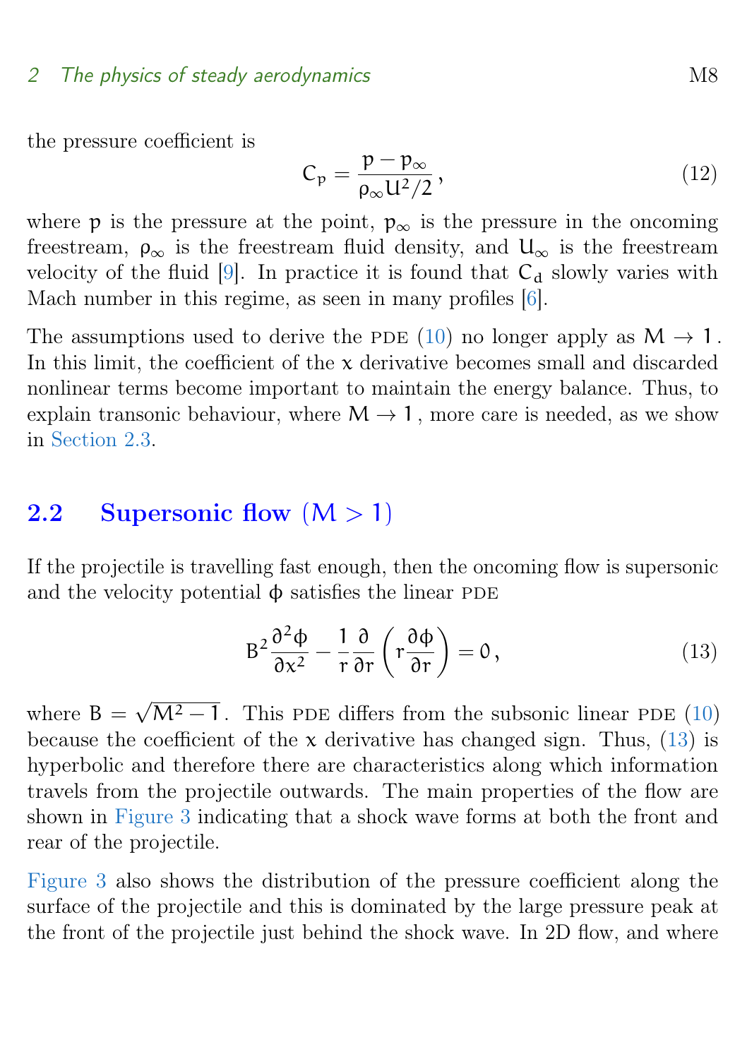the pressure coefficient is

$$C_p = \frac{p - p_\infty}{\rho_\infty U^2/2}\,, \tag{12}$$

where $p$ is the pressure at the point, $p_\infty$ is the pressure in the oncoming freestream, $\rho_\infty$ is the freestream fluid density, and $U_\infty$ is the freestream velocity of the fluid [9]. In practice it is found that $C_d$ slowly varies with Mach number in this regime, as seen in many profiles [6].

The assumptions used to derive the PDE (10) no longer apply as $M \to 1$. In this limit, the coefficient of the $x$ derivative becomes small and discarded nonlinear terms become important to maintain the energy balance. Thus, to explain transonic behaviour, where $M \to 1$, more care is needed, as we show in Section 2.3.

## 2.2 Supersonic flow $(M > 1)$

If the projectile is travelling fast enough, then the oncoming flow is supersonic and the velocity potential $\phi$ satisfies the linear PDE

$$B^2 \frac{\partial^2 \phi}{\partial x^2} - \frac{1}{r}\frac{\partial}{\partial r}\left( r \frac{\partial \phi}{\partial r} \right) = 0\,, \tag{13}$$

where $B = \sqrt{M^2 - 1}$. This PDE differs from the subsonic linear PDE (10) because the coefficient of the $x$ derivative has changed sign. Thus, (13) is hyperbolic and therefore there are characteristics along which information travels from the projectile outwards. The main properties of the flow are shown in Figure 3 indicating that a shock wave forms at both the front and rear of the projectile.

Figure 3 also shows the distribution of the pressure coefficient along the surface of the projectile and this is dominated by the large pressure peak at the front of the projectile just behind the shock wave. In 2D flow, and where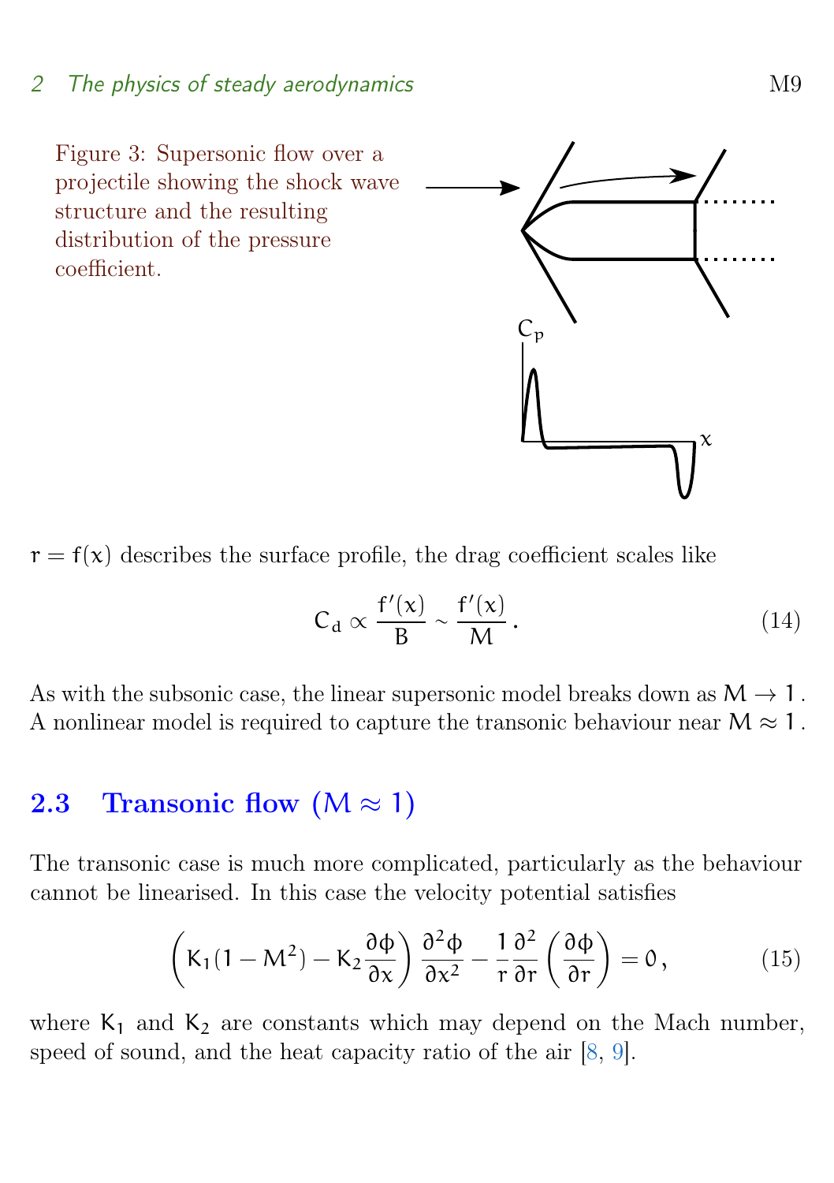Figure 3: Supersonic flow over a projectile showing the shock wave structure and the resulting distribution of the pressure coefficient.

$r = f(x)$ describes the surface profile, the drag coefficient scales like

$$C_d \propto \frac{f'(x)}{B} \sim \frac{f'(x)}{M}. \tag{14}$$

As with the subsonic case, the linear supersonic model breaks down as $M \to 1$. A nonlinear model is required to capture the transonic behaviour near $M \approx 1$.

## 2.3 Transonic flow ($M \approx 1$)

The transonic case is much more complicated, particularly as the behaviour cannot be linearised. In this case the velocity potential satisfies

$$\left( K_1(1 - M^2) - K_2 \frac{\partial \phi}{\partial x} \right) \frac{\partial^2 \phi}{\partial x^2} - \frac{1}{r} \frac{\partial^2}{\partial r} \left( \frac{\partial \phi}{\partial r} \right) = 0, \tag{15}$$

where $K_1$ and $K_2$ are constants which may depend on the Mach number, speed of sound, and the heat capacity ratio of the air [8, 9].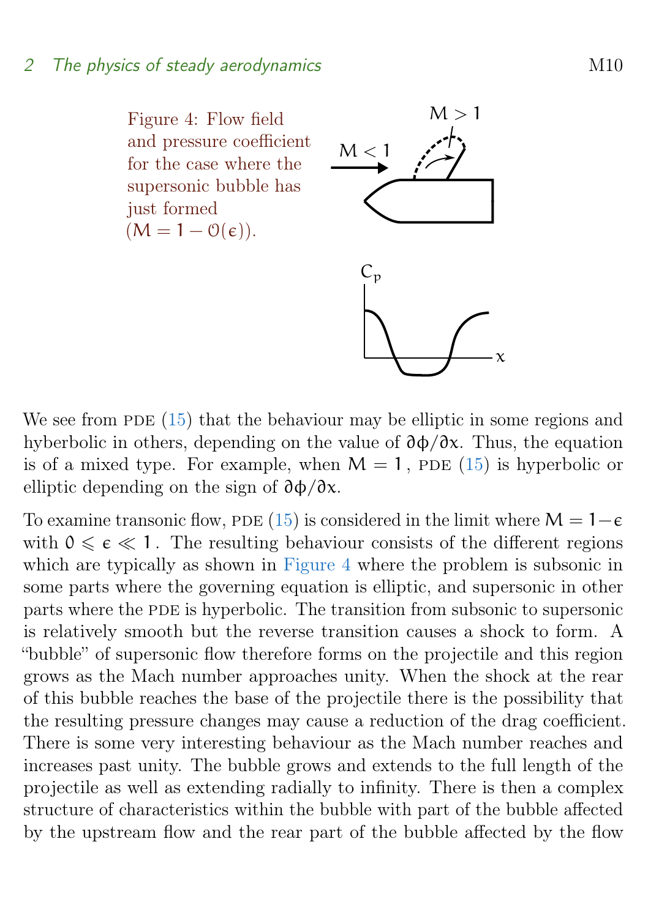Figure 4: Flow field and pressure coefficient for the case where the supersonic bubble has just formed ($M = 1 - \mathcal{O}(\epsilon)$).

We see from PDE (15) that the behaviour may be elliptic in some regions and hyberbolic in others, depending on the value of $\partial\phi/\partial x$. Thus, the equation is of a mixed type. For example, when $M = 1$, PDE (15) is hyperbolic or elliptic depending on the sign of $\partial\phi/\partial x$.

To examine transonic flow, PDE (15) is considered in the limit where $M = 1 - \epsilon$ with $0 \leqslant \epsilon \ll 1$. The resulting behaviour consists of the different regions which are typically as shown in Figure 4 where the problem is subsonic in some parts where the governing equation is elliptic, and supersonic in other parts where the PDE is hyperbolic. The transition from subsonic to supersonic is relatively smooth but the reverse transition causes a shock to form. A "bubble" of supersonic flow therefore forms on the projectile and this region grows as the Mach number approaches unity. When the shock at the rear of this bubble reaches the base of the projectile there is the possibility that the resulting pressure changes may cause a reduction of the drag coefficient. There is some very interesting behaviour as the Mach number reaches and increases past unity. The bubble grows and extends to the full length of the projectile as well as extending radially to infinity. There is then a complex structure of characteristics within the bubble with part of the bubble affected by the upstream flow and the rear part of the bubble affected by the flow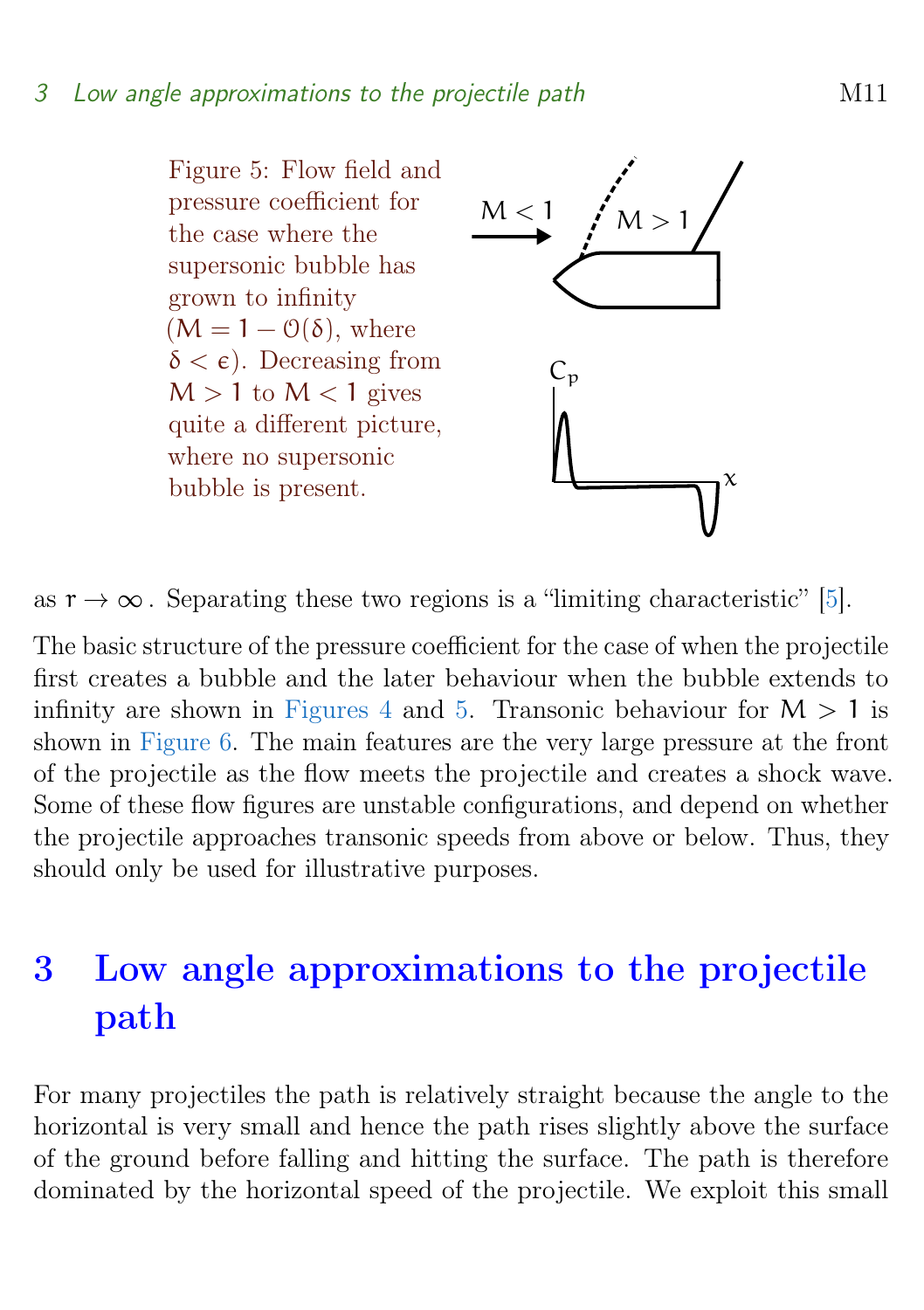Figure 5: Flow field and pressure coefficient for the case where the supersonic bubble has grown to infinity ($M = 1 - \mathcal{O}(\delta)$, where $\delta < \epsilon$). Decreasing from $M > 1$ to $M < 1$ gives quite a different picture, where no supersonic bubble is present.

as $r \to \infty$. Separating these two regions is a "limiting characteristic" [5].

The basic structure of the pressure coefficient for the case of when the projectile first creates a bubble and the later behaviour when the bubble extends to infinity are shown in Figures 4 and 5. Transonic behaviour for $M > 1$ is shown in Figure 6. The main features are the very large pressure at the front of the projectile as the flow meets the projectile and creates a shock wave. Some of these flow figures are unstable configurations, and depend on whether the projectile approaches transonic speeds from above or below. Thus, they should only be used for illustrative purposes.

# 3 Low angle approximations to the projectile path

For many projectiles the path is relatively straight because the angle to the horizontal is very small and hence the path rises slightly above the surface of the ground before falling and hitting the surface. The path is therefore dominated by the horizontal speed of the projectile. We exploit this small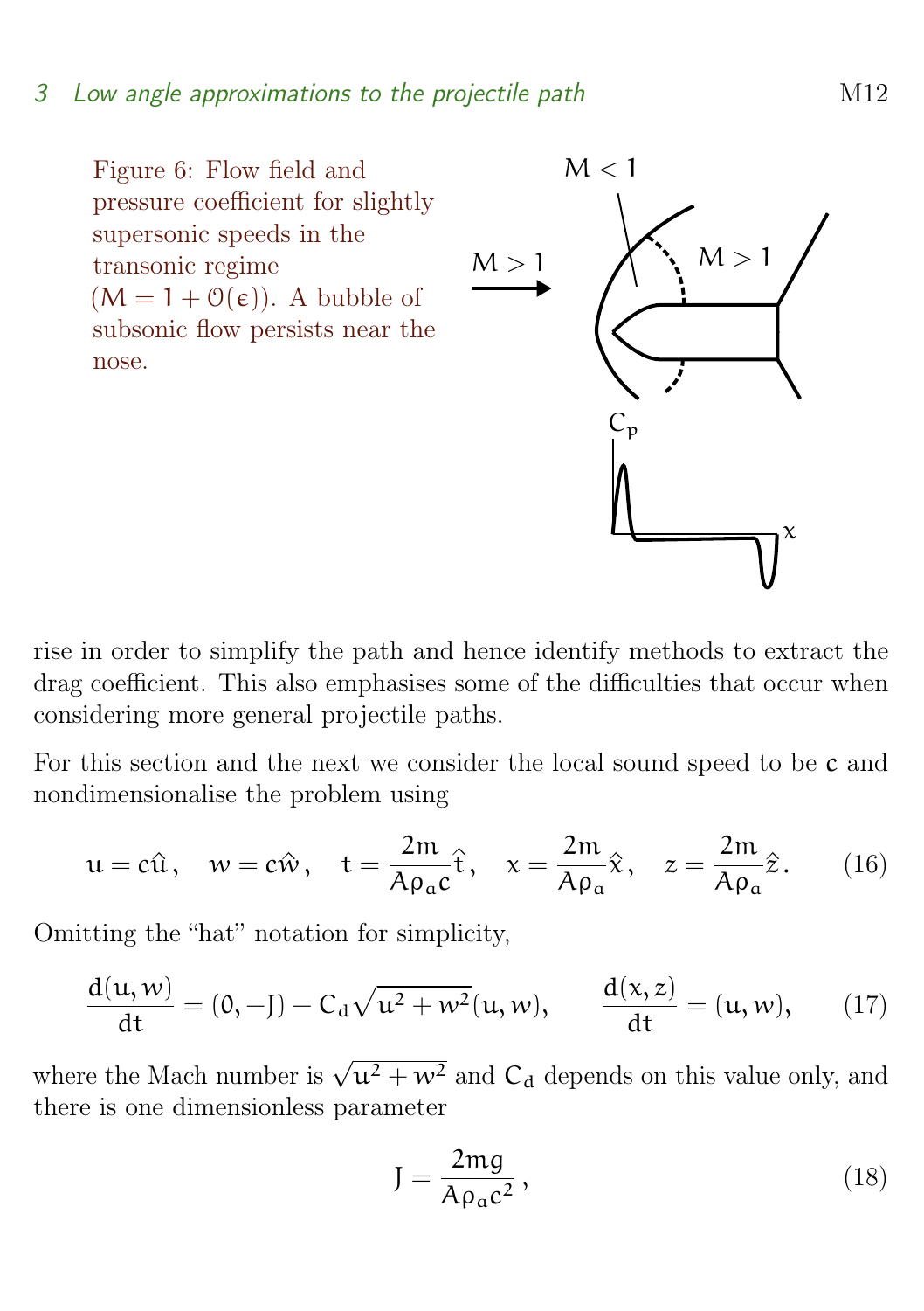Figure 6: Flow field and pressure coefficient for slightly supersonic speeds in the transonic regime ($M = 1 + \mathcal{O}(\epsilon)$). A bubble of subsonic flow persists near the nose.

rise in order to simplify the path and hence identify methods to extract the drag coefficient. This also emphasises some of the difficulties that occur when considering more general projectile paths.

For this section and the next we consider the local sound speed to be $c$ and nondimensionalise the problem using

$$u = c\hat{u}\,, \quad w = c\hat{w}\,, \quad t = \frac{2m}{A\rho_a c}\hat{t}\,, \quad x = \frac{2m}{A\rho_a}\hat{x}\,, \quad z = \frac{2m}{A\rho_a}\hat{z}\,. \tag{16}$$

Omitting the "hat" notation for simplicity,

$$\frac{d(u,w)}{dt} = (0, -J) - C_d\sqrt{u^2+w^2}(u,w), \qquad \frac{d(x,z)}{dt} = (u,w), \tag{17}$$

where the Mach number is $\sqrt{u^2+w^2}$ and $C_d$ depends on this value only, and there is one dimensionless parameter

$$J = \frac{2mg}{A\rho_a c^2}\,, \tag{18}$$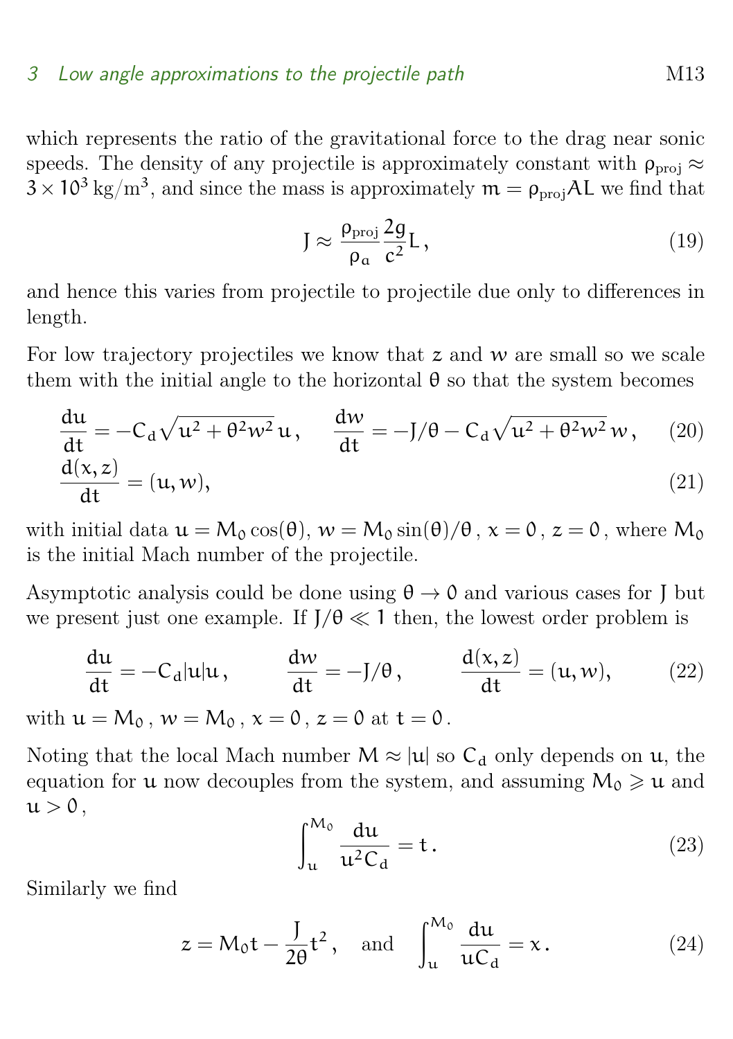which represents the ratio of the gravitational force to the drag near sonic speeds. The density of any projectile is approximately constant with $\rho_{\text{proj}} \approx 3\times10^3\,\text{kg/m}^3$, and since the mass is approximately $m = \rho_{\text{proj}} A L$ we find that

$$J \approx \frac{\rho_{\text{proj}}}{\rho_a}\frac{2g}{c^2}L\,, \tag{19}$$

and hence this varies from projectile to projectile due only to differences in length.

For low trajectory projectiles we know that $z$ and $w$ are small so we scale them with the initial angle to the horizontal $\theta$ so that the system becomes

$$\frac{du}{dt} = -C_d\sqrt{u^2+\theta^2 w^2}\,u\,, \qquad \frac{dw}{dt} = -J/\theta - C_d\sqrt{u^2+\theta^2w^2}\,w\,, \tag{20}$$

$$\frac{d(x,z)}{dt} = (u,w), \tag{21}$$

with initial data $u = M_0\cos(\theta)$, $w = M_0\sin(\theta)/\theta$, $x = 0$, $z = 0$, where $M_0$ is the initial Mach number of the projectile.

Asymptotic analysis could be done using $\theta \to 0$ and various cases for $J$ but we present just one example. If $J/\theta \ll 1$ then, the lowest order problem is

$$\frac{du}{dt} = -C_d|u|u\,, \qquad \frac{dw}{dt} = -J/\theta\,, \qquad \frac{d(x,z)}{dt} = (u,w), \tag{22}$$

with $u = M_0$, $w = M_0$, $x = 0$, $z = 0$ at $t = 0$.

Noting that the local Mach number $M \approx |u|$ so $C_d$ only depends on $u$, the equation for $u$ now decouples from the system, and assuming $M_0 \geqslant u$ and $u > 0$,

$$\int_u^{M_0}\frac{du}{u^2C_d} = t\,. \tag{23}$$

Similarly we find

$$z = M_0t - \frac{J}{2\theta}t^2\,, \quad \text{and} \quad \int_u^{M_0}\frac{du}{uC_d} = x\,. \tag{24}$$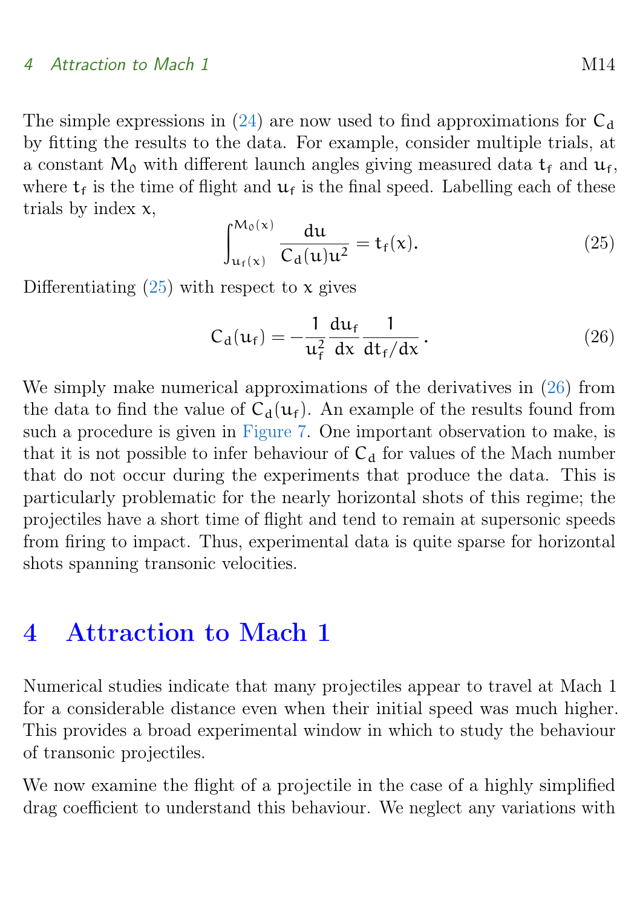The simple expressions in (24) are now used to find approximations for $C_d$ by fitting the results to the data. For example, consider multiple trials, at a constant $M_0$ with different launch angles giving measured data $t_f$ and $u_f$, where $t_f$ is the time of flight and $u_f$ is the final speed. Labelling each of these trials by index $x$,

$$\int_{u_f(x)}^{M_0(x)} \frac{du}{C_d(u)u^2} = t_f(x). \tag{25}$$

Differentiating (25) with respect to $x$ gives

$$C_d(u_f) = -\frac{1}{u_f^2}\frac{du_f}{dx}\frac{1}{dt_f/dx}. \tag{26}$$

We simply make numerical approximations of the derivatives in (26) from the data to find the value of $C_d(u_f)$. An example of the results found from such a procedure is given in Figure 7. One important observation to make, is that it is not possible to infer behaviour of $C_d$ for values of the Mach number that do not occur during the experiments that produce the data. This is particularly problematic for the nearly horizontal shots of this regime; the projectiles have a short time of flight and tend to remain at supersonic speeds from firing to impact. Thus, experimental data is quite sparse for horizontal shots spanning transonic velocities.

## 4 Attraction to Mach 1

Numerical studies indicate that many projectiles appear to travel at Mach 1 for a considerable distance even when their initial speed was much higher. This provides a broad experimental window in which to study the behaviour of transonic projectiles.

We now examine the flight of a projectile in the case of a highly simplified drag coefficient to understand this behaviour. We neglect any variations with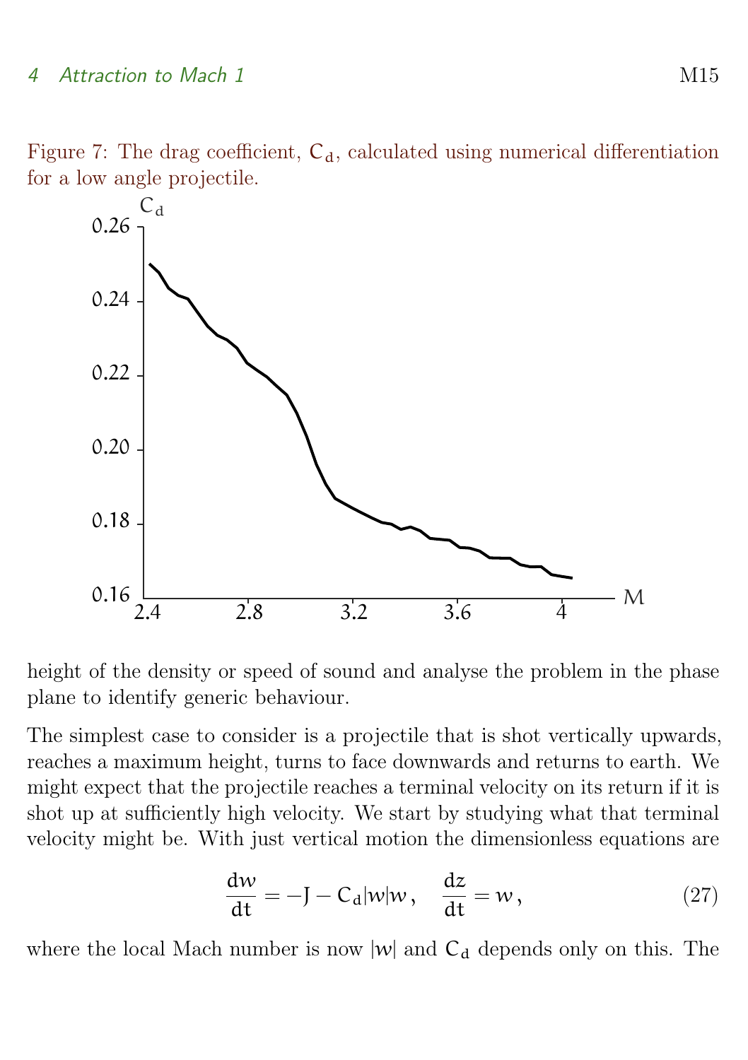Figure 7: The drag coefficient, $C_d$, calculated using numerical differentiation for a low angle projectile.

height of the density or speed of sound and analyse the problem in the phase plane to identify generic behaviour.

The simplest case to consider is a projectile that is shot vertically upwards, reaches a maximum height, turns to face downwards and returns to earth. We might expect that the projectile reaches a terminal velocity on its return if it is shot up at sufficiently high velocity. We start by studying what that terminal velocity might be. With just vertical motion the dimensionless equations are

$$\frac{dw}{dt} = -J - C_d|w|w\,, \quad \frac{dz}{dt} = w\,, \tag{27}$$

where the local Mach number is now $|w|$ and $C_d$ depends only on this. The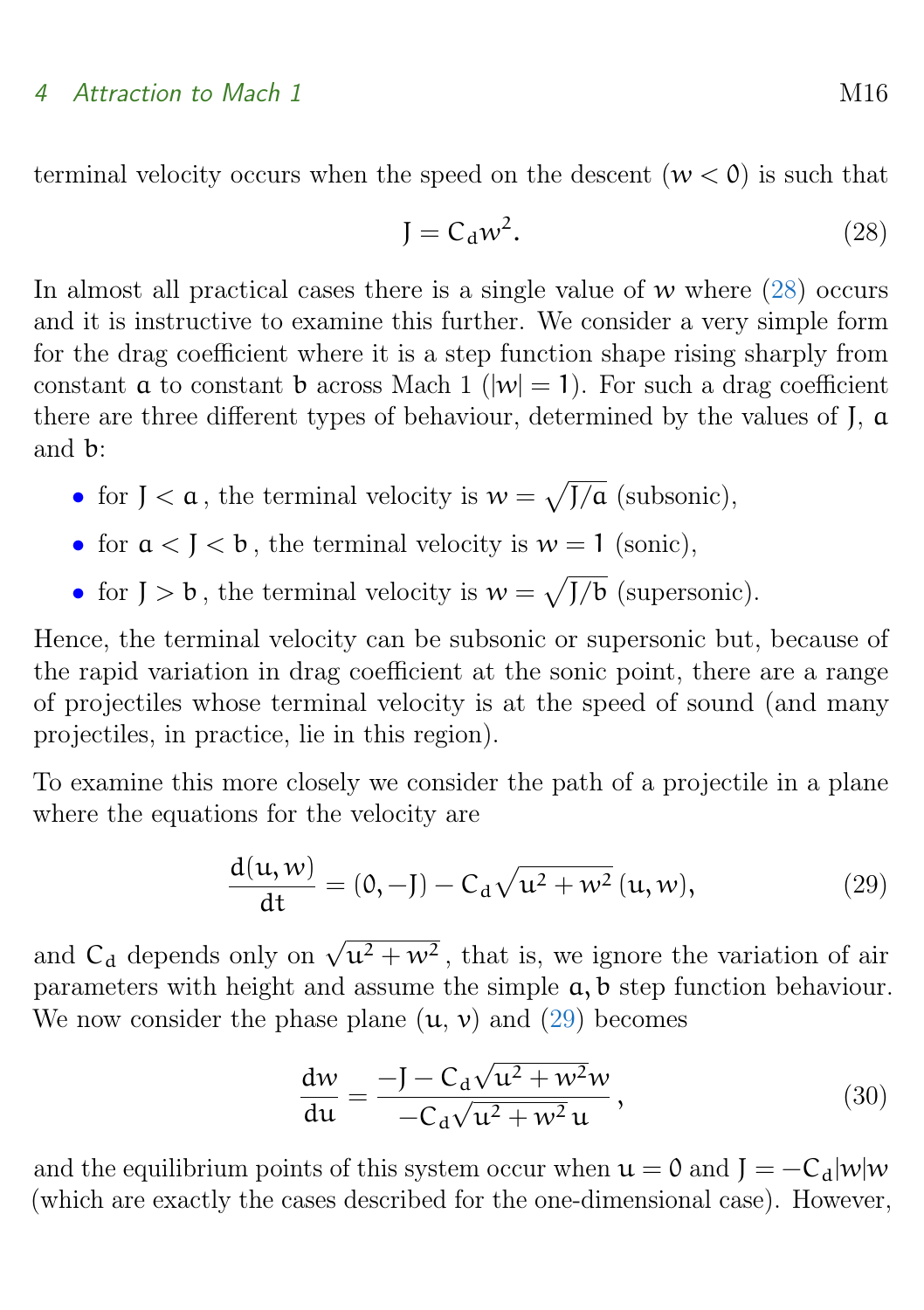terminal velocity occurs when the speed on the descent ($w < 0$) is such that

$$J = C_d w^2. \tag{28}$$

In almost all practical cases there is a single value of $w$ where (28) occurs and it is instructive to examine this further. We consider a very simple form for the drag coefficient where it is a step function shape rising sharply from constant $a$ to constant $b$ across Mach 1 ($|w| = 1$). For such a drag coefficient there are three different types of behaviour, determined by the values of $J$, $a$ and $b$:

- for $J < a$, the terminal velocity is $w = \sqrt{J/a}$ (subsonic),
- for $a < J < b$, the terminal velocity is $w = 1$ (sonic),
- for $J > b$, the terminal velocity is $w = \sqrt{J/b}$ (supersonic).

Hence, the terminal velocity can be subsonic or supersonic but, because of the rapid variation in drag coefficient at the sonic point, there are a range of projectiles whose terminal velocity is at the speed of sound (and many projectiles, in practice, lie in this region).

To examine this more closely we consider the path of a projectile in a plane where the equations for the velocity are

$$\frac{d(u, w)}{dt} = (0, -J) - C_d \sqrt{u^2 + w^2}\,(u, w), \tag{29}$$

and $C_d$ depends only on $\sqrt{u^2 + w^2}$, that is, we ignore the variation of air parameters with height and assume the simple $a, b$ step function behaviour. We now consider the phase plane $(u, v)$ and (29) becomes

$$\frac{dw}{du} = \frac{-J - C_d \sqrt{u^2 + w^2} w}{-C_d \sqrt{u^2 + w^2}\, u}, \tag{30}$$

and the equilibrium points of this system occur when $u = 0$ and $J = -C_d |w| w$ (which are exactly the cases described for the one-dimensional case). However,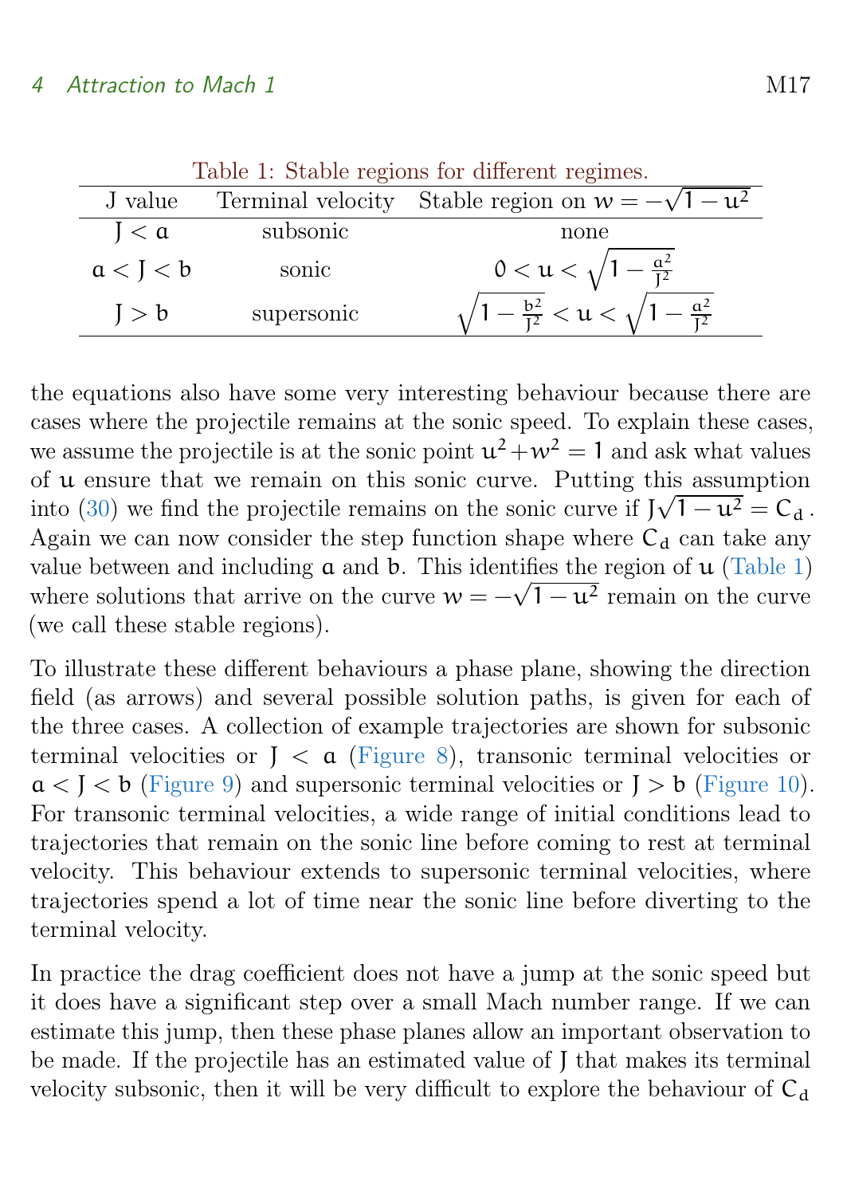Table 1: Stable regions for different regimes.

| J value | Terminal velocity | Stable region on $w = -\sqrt{1-u^2}$ |
|---|---|---|
| $J < a$ | subsonic | none |
| $a < J < b$ | sonic | $0 < u < \sqrt{1 - \frac{a^2}{J^2}}$ |
| $J > b$ | supersonic | $\sqrt{1 - \frac{b^2}{J^2}} < u < \sqrt{1 - \frac{a^2}{J^2}}$ |

the equations also have some very interesting behaviour because there are cases where the projectile remains at the sonic speed. To explain these cases, we assume the projectile is at the sonic point $u^2 + w^2 = 1$ and ask what values of $u$ ensure that we remain on this sonic curve. Putting this assumption into (30) we find the projectile remains on the sonic curve if $J\sqrt{1-u^2} = C_d$. Again we can now consider the step function shape where $C_d$ can take any value between and including $a$ and $b$. This identifies the region of $u$ (Table 1) where solutions that arrive on the curve $w = -\sqrt{1-u^2}$ remain on the curve (we call these stable regions).

To illustrate these different behaviours a phase plane, showing the direction field (as arrows) and several possible solution paths, is given for each of the three cases. A collection of example trajectories are shown for subsonic terminal velocities or $J < a$ (Figure 8), transonic terminal velocities or $a < J < b$ (Figure 9) and supersonic terminal velocities or $J > b$ (Figure 10). For transonic terminal velocities, a wide range of initial conditions lead to trajectories that remain on the sonic line before coming to rest at terminal velocity. This behaviour extends to supersonic terminal velocities, where trajectories spend a lot of time near the sonic line before diverting to the terminal velocity.

In practice the drag coefficient does not have a jump at the sonic speed but it does have a significant step over a small Mach number range. If we can estimate this jump, then these phase planes allow an important observation to be made. If the projectile has an estimated value of $J$ that makes its terminal velocity subsonic, then it will be very difficult to explore the behaviour of $C_d$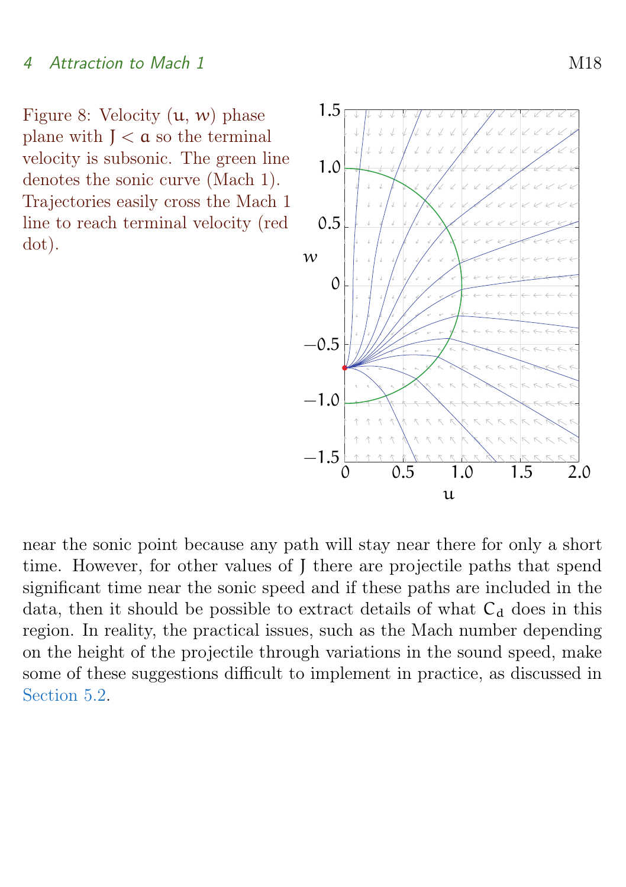Figure 8: Velocity ($u$, $w$) phase plane with $J < a$ so the terminal velocity is subsonic. The green line denotes the sonic curve (Mach 1). Trajectories easily cross the Mach 1 line to reach terminal velocity (red dot).

near the sonic point because any path will stay near there for only a short time. However, for other values of $J$ there are projectile paths that spend significant time near the sonic speed and if these paths are included in the data, then it should be possible to extract details of what $C_d$ does in this region. In reality, the practical issues, such as the Mach number depending on the height of the projectile through variations in the sound speed, make some of these suggestions difficult to implement in practice, as discussed in Section 5.2.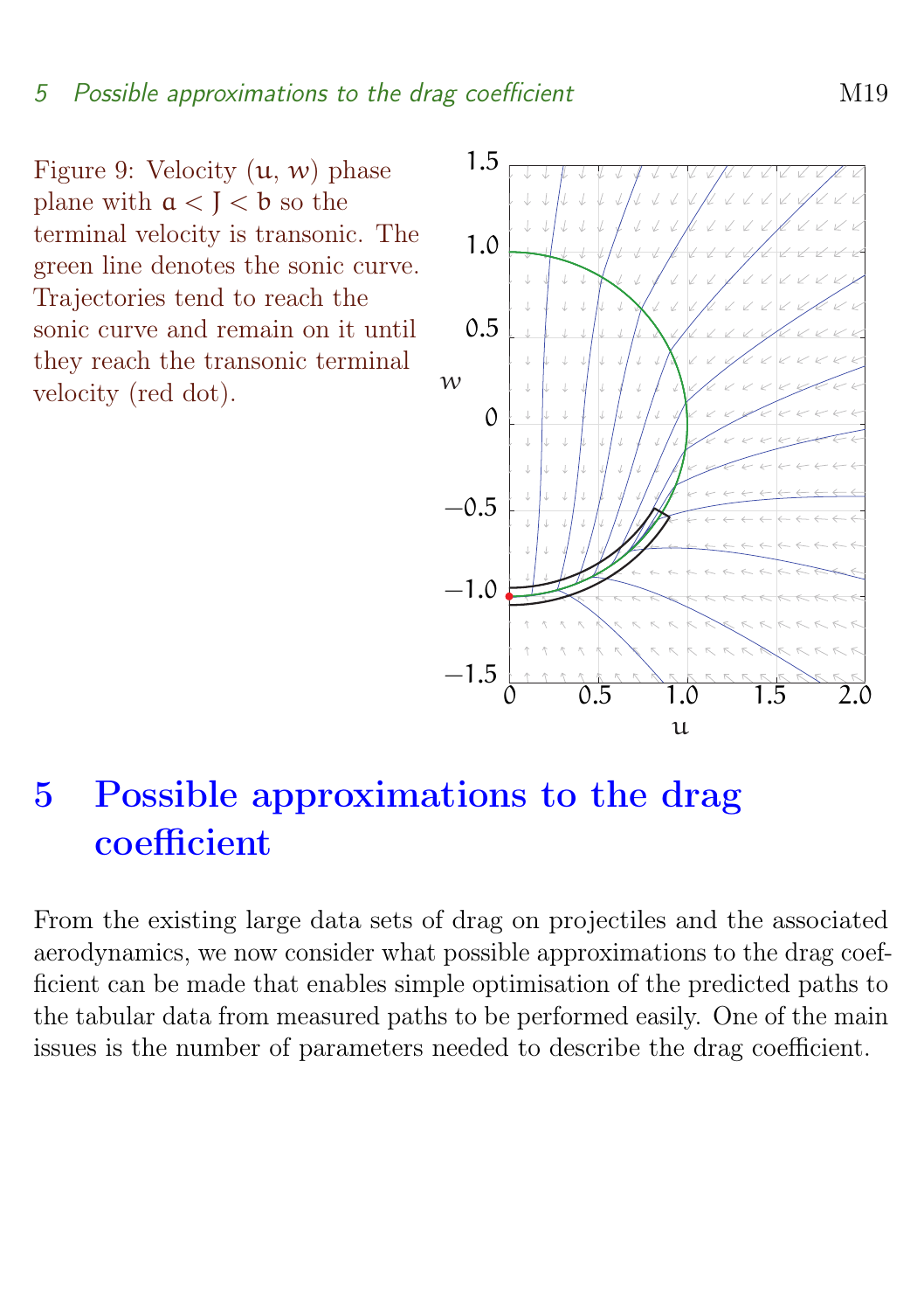Figure 9: Velocity ($u$, $w$) phase plane with $a < J < b$ so the terminal velocity is transonic. The green line denotes the sonic curve. Trajectories tend to reach the sonic curve and remain on it until they reach the transonic terminal velocity (red dot).

# 5 Possible approximations to the drag coefficient

From the existing large data sets of drag on projectiles and the associated aerodynamics, we now consider what possible approximations to the drag coefficient can be made that enables simple optimisation of the predicted paths to the tabular data from measured paths to be performed easily. One of the main issues is the number of parameters needed to describe the drag coefficient.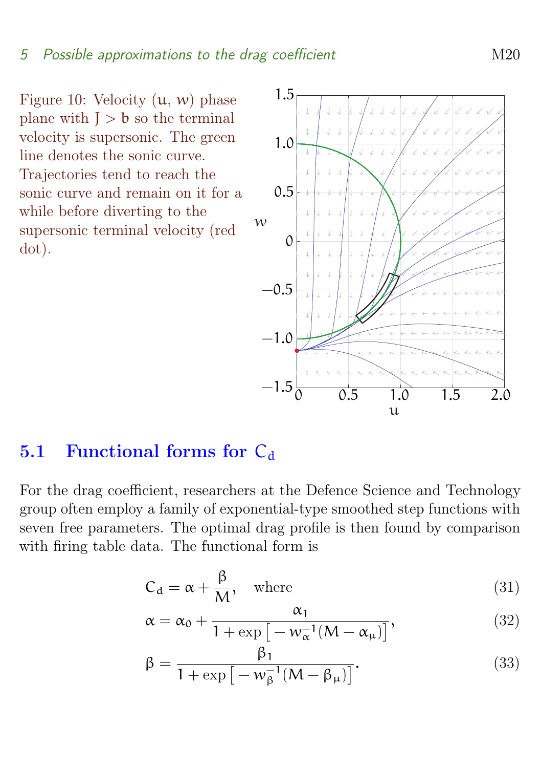Figure 10: Velocity ($u$, $w$) phase plane with $J > b$ so the terminal velocity is supersonic. The green line denotes the sonic curve. Trajectories tend to reach the sonic curve and remain on it for a while before diverting to the supersonic terminal velocity (red dot).

## 5.1 Functional forms for $C_d$

For the drag coefficient, researchers at the Defence Science and Technology group often employ a family of exponential-type smoothed step functions with seven free parameters. The optimal drag profile is then found by comparison with firing table data. The functional form is

$$C_d = \alpha + \frac{\beta}{M}, \quad \text{where} \tag{31}$$

$$\alpha = \alpha_0 + \frac{\alpha_1}{1 + \exp\left[ -w_\alpha^{-1}(M - \alpha_\mu) \right]}, \tag{32}$$

$$\beta = \frac{\beta_1}{1 + \exp\left[ -w_\beta^{-1}(M - \beta_\mu) \right]}. \tag{33}$$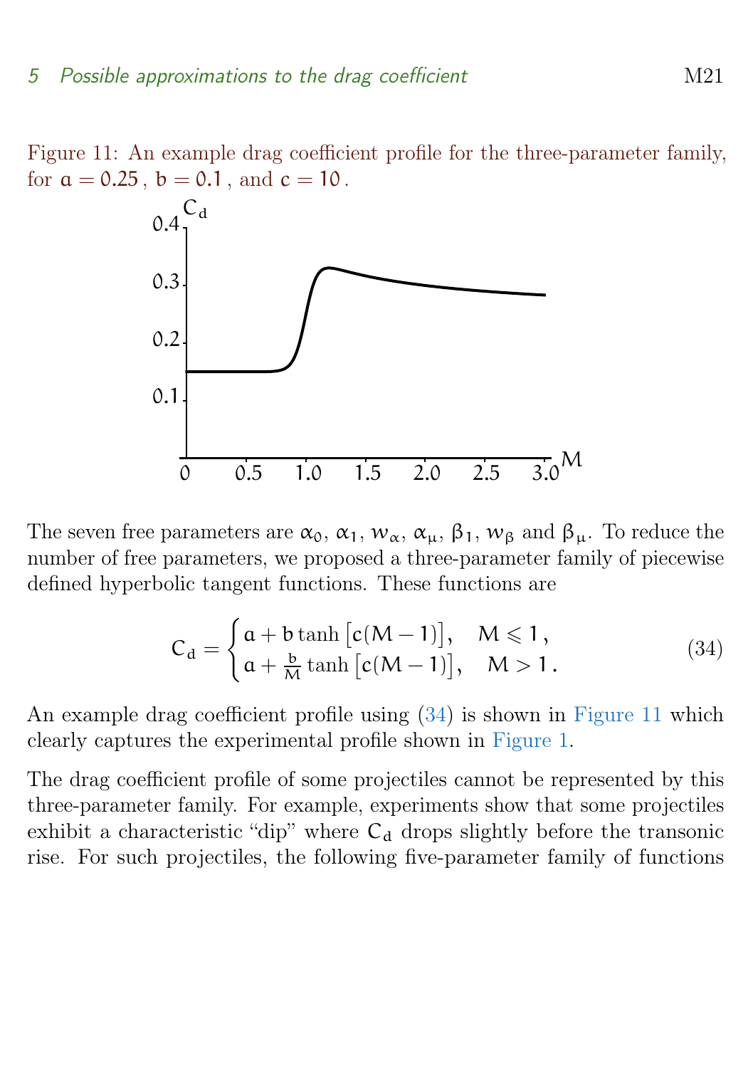Figure 11: An example drag coefficient profile for the three-parameter family, for $a = 0.25$, $b = 0.1$, and $c = 10$.

The seven free parameters are $\alpha_0$, $\alpha_1$, $w_\alpha$, $\alpha_\mu$, $\beta_1$, $w_\beta$ and $\beta_\mu$. To reduce the number of free parameters, we proposed a three-parameter family of piecewise defined hyperbolic tangent functions. These functions are

$$C_d = \begin{cases} a + b \tanh\left[c(M-1)\right], & M \leqslant 1\,, \\ a + \frac{b}{M} \tanh\left[c(M-1)\right], & M > 1\,. \end{cases} \tag{34}$$

An example drag coefficient profile using (34) is shown in Figure 11 which clearly captures the experimental profile shown in Figure 1.

The drag coefficient profile of some projectiles cannot be represented by this three-parameter family. For example, experiments show that some projectiles exhibit a characteristic "dip" where $C_d$ drops slightly before the transonic rise. For such projectiles, the following five-parameter family of functions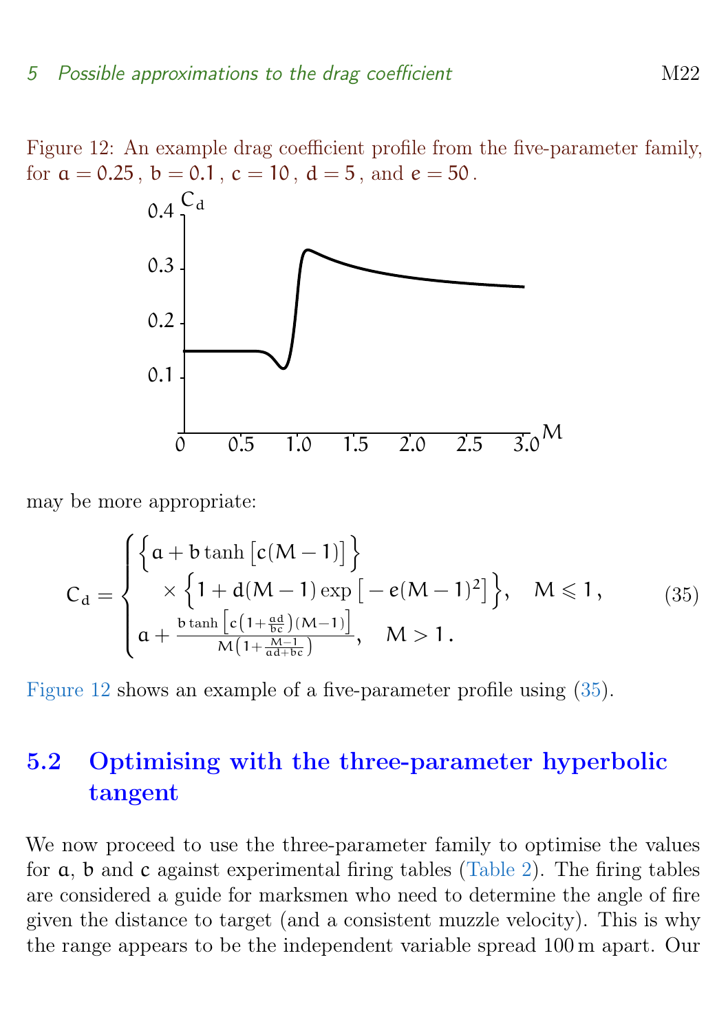Figure 12: An example drag coefficient profile from the five-parameter family, for $a = 0.25$, $b = 0.1$, $c = 10$, $d = 5$, and $e = 50$.

may be more appropriate:

$$C_d = \begin{cases} \Big\{a + b\tanh\big[c(M-1)\big]\Big\} \\ \quad \times \Big\{1 + d(M-1)\exp\big[-e(M-1)^2\big]\Big\}, & M \leqslant 1\,, \\ a + \dfrac{b\tanh\big[c\big(1+\frac{ad}{bc}\big)(M-1)\big]}{M\big(1+\frac{M-1}{ad+bc}\big)}, & M > 1\,. \end{cases} \tag{35}$$

Figure 12 shows an example of a five-parameter profile using (35).

## 5.2 Optimising with the three-parameter hyperbolic tangent

We now proceed to use the three-parameter family to optimise the values for $a$, $b$ and $c$ against experimental firing tables (Table 2). The firing tables are considered a guide for marksmen who need to determine the angle of fire given the distance to target (and a consistent muzzle velocity). This is why the range appears to be the independent variable spread 100 m apart. Our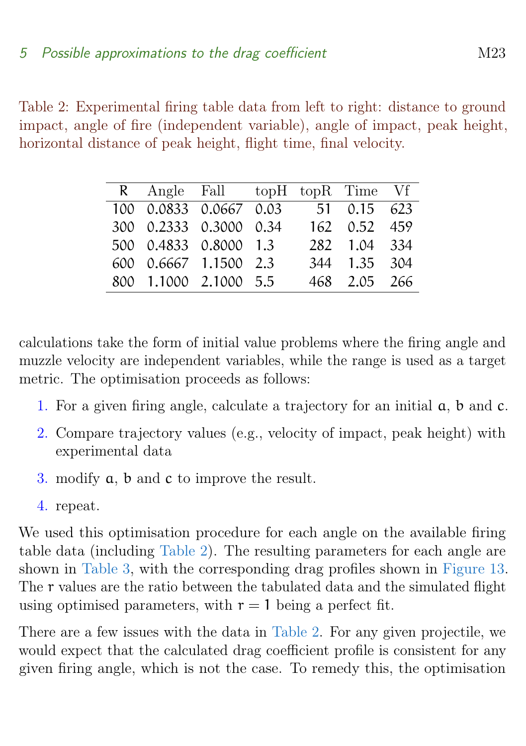Table 2: Experimental firing table data from left to right: distance to ground impact, angle of fire (independent variable), angle of impact, peak height, horizontal distance of peak height, flight time, final velocity.

| R | Angle | Fall | topH | topR | Time | Vf |
|---|---|---|---|---|---|---|
| 100 | 0.0833 | 0.0667 | 0.03 | 51 | 0.15 | 623 |
| 300 | 0.2333 | 0.3000 | 0.34 | 162 | 0.52 | 459 |
| 500 | 0.4833 | 0.8000 | 1.3 | 282 | 1.04 | 334 |
| 600 | 0.6667 | 1.1500 | 2.3 | 344 | 1.35 | 304 |
| 800 | 1.1000 | 2.1000 | 5.5 | 468 | 2.05 | 266 |

calculations take the form of initial value problems where the firing angle and muzzle velocity are independent variables, while the range is used as a target metric. The optimisation proceeds as follows:

1. For a given firing angle, calculate a trajectory for an initial $a$, $b$ and $c$.
2. Compare trajectory values (e.g., velocity of impact, peak height) with experimental data
3. modify $a$, $b$ and $c$ to improve the result.
4. repeat.

We used this optimisation procedure for each angle on the available firing table data (including Table 2). The resulting parameters for each angle are shown in Table 3, with the corresponding drag profiles shown in Figure 13. The $r$ values are the ratio between the tabulated data and the simulated flight using optimised parameters, with $r = 1$ being a perfect fit.

There are a few issues with the data in Table 2. For any given projectile, we would expect that the calculated drag coefficient profile is consistent for any given firing angle, which is not the case. To remedy this, the optimisation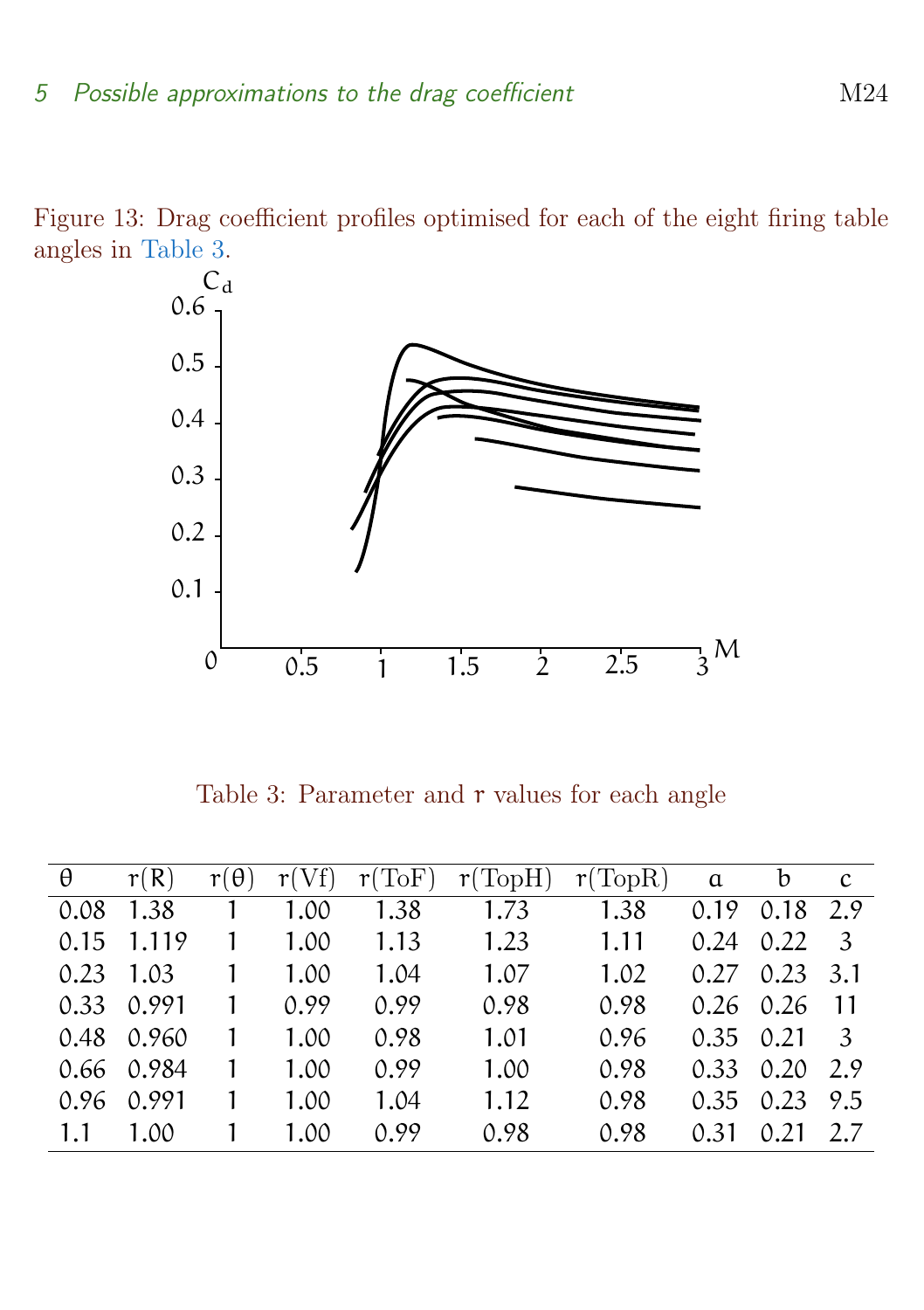Figure 13: Drag coefficient profiles optimised for each of the eight firing table angles in Table 3.

Table 3: Parameter and $r$ values for each angle

| $\theta$ | $r(R)$ | $r(\theta)$ | $r(Vf)$ | $r(ToF)$ | $r(TopH)$ | $r(TopR)$ | $a$ | $b$ | $c$ |
|---|---|---|---|---|---|---|---|---|---|
| 0.08 | 1.38 | 1 | 1.00 | 1.38 | 1.73 | 1.38 | 0.19 | 0.18 | 2.9 |
| 0.15 | 1.119 | 1 | 1.00 | 1.13 | 1.23 | 1.11 | 0.24 | 0.22 | 3 |
| 0.23 | 1.03 | 1 | 1.00 | 1.04 | 1.07 | 1.02 | 0.27 | 0.23 | 3.1 |
| 0.33 | 0.991 | 1 | 0.99 | 0.99 | 0.98 | 0.98 | 0.26 | 0.26 | 11 |
| 0.48 | 0.960 | 1 | 1.00 | 0.98 | 1.01 | 0.96 | 0.35 | 0.21 | 3 |
| 0.66 | 0.984 | 1 | 1.00 | 0.99 | 1.00 | 0.98 | 0.33 | 0.20 | 2.9 |
| 0.96 | 0.991 | 1 | 1.00 | 1.04 | 1.12 | 0.98 | 0.35 | 0.23 | 9.5 |
| 1.1 | 1.00 | 1 | 1.00 | 0.99 | 0.98 | 0.98 | 0.31 | 0.21 | 2.7 |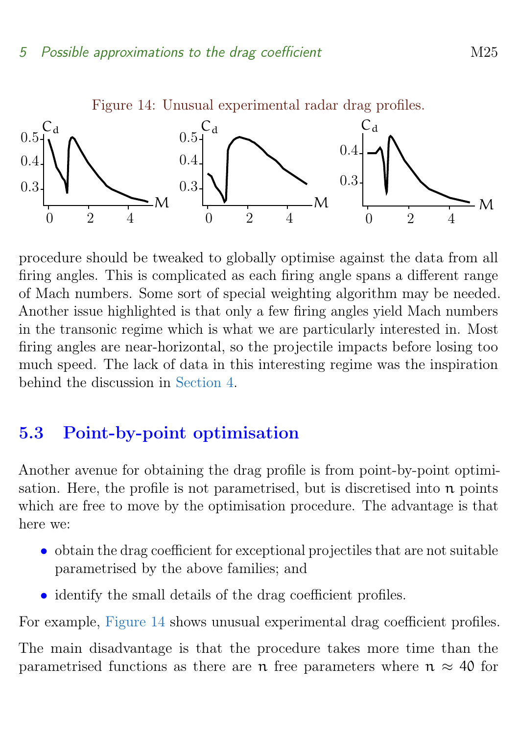Figure 14: Unusual experimental radar drag profiles.

procedure should be tweaked to globally optimise against the data from all firing angles. This is complicated as each firing angle spans a different range of Mach numbers. Some sort of special weighting algorithm may be needed. Another issue highlighted is that only a few firing angles yield Mach numbers in the transonic regime which is what we are particularly interested in. Most firing angles are near-horizontal, so the projectile impacts before losing too much speed. The lack of data in this interesting regime was the inspiration behind the discussion in Section 4.

## 5.3 Point-by-point optimisation

Another avenue for obtaining the drag profile is from point-by-point optimisation. Here, the profile is not parametrised, but is discretised into $n$ points which are free to move by the optimisation procedure. The advantage is that here we:

- obtain the drag coefficient for exceptional projectiles that are not suitable parametrised by the above families; and
- identify the small details of the drag coefficient profiles.

For example, Figure 14 shows unusual experimental drag coefficient profiles.

The main disadvantage is that the procedure takes more time than the parametrised functions as there are $n$ free parameters where $n \approx 40$ for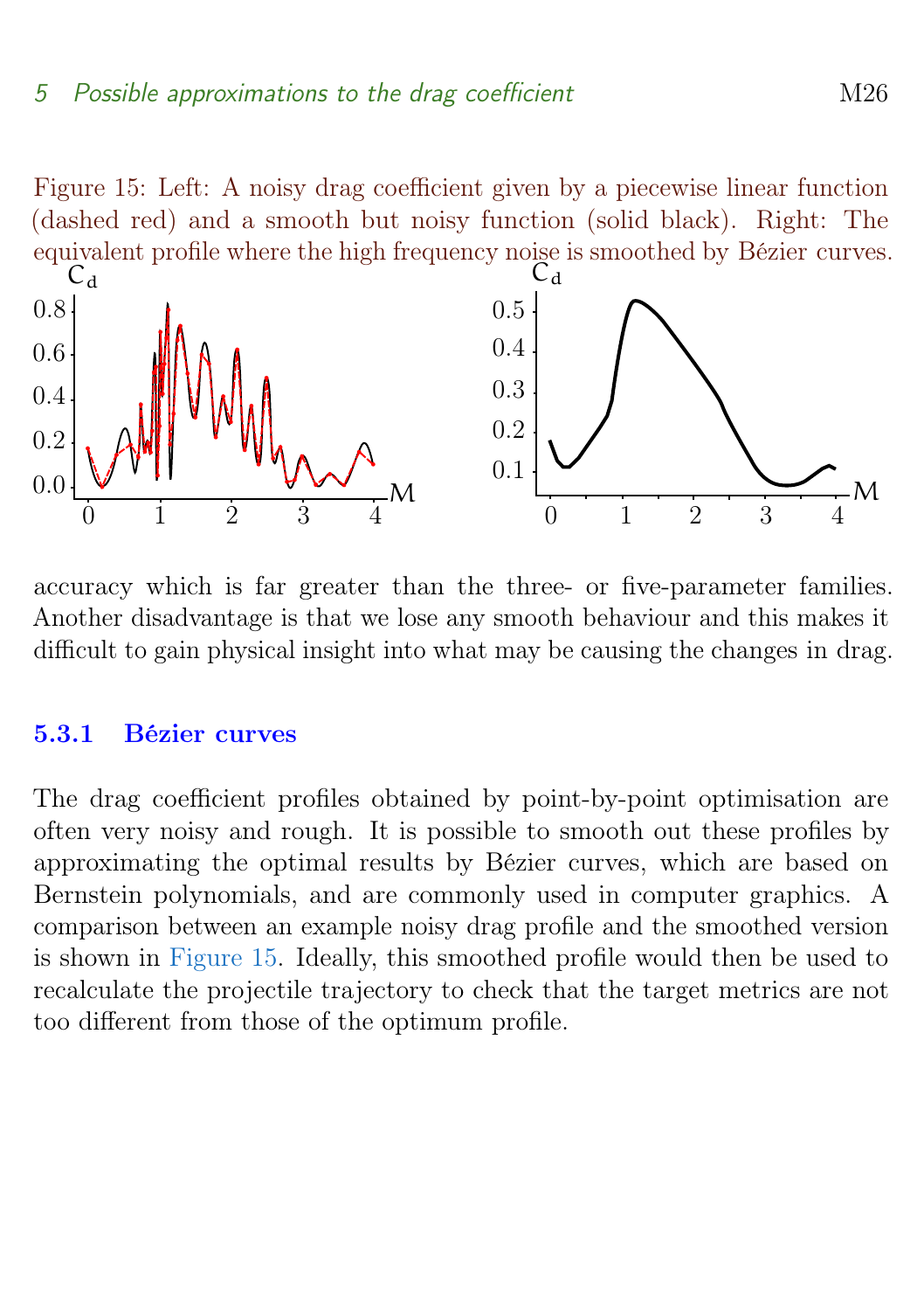Figure 15: Left: A noisy drag coefficient given by a piecewise linear function (dashed red) and a smooth but noisy function (solid black). Right: The equivalent profile where the high frequency noise is smoothed by Bézier curves.

accuracy which is far greater than the three- or five-parameter families. Another disadvantage is that we lose any smooth behaviour and this makes it difficult to gain physical insight into what may be causing the changes in drag.

### 5.3.1 Bézier curves

The drag coefficient profiles obtained by point-by-point optimisation are often very noisy and rough. It is possible to smooth out these profiles by approximating the optimal results by Bézier curves, which are based on Bernstein polynomials, and are commonly used in computer graphics. A comparison between an example noisy drag profile and the smoothed version is shown in Figure 15. Ideally, this smoothed profile would then be used to recalculate the projectile trajectory to check that the target metrics are not too different from those of the optimum profile.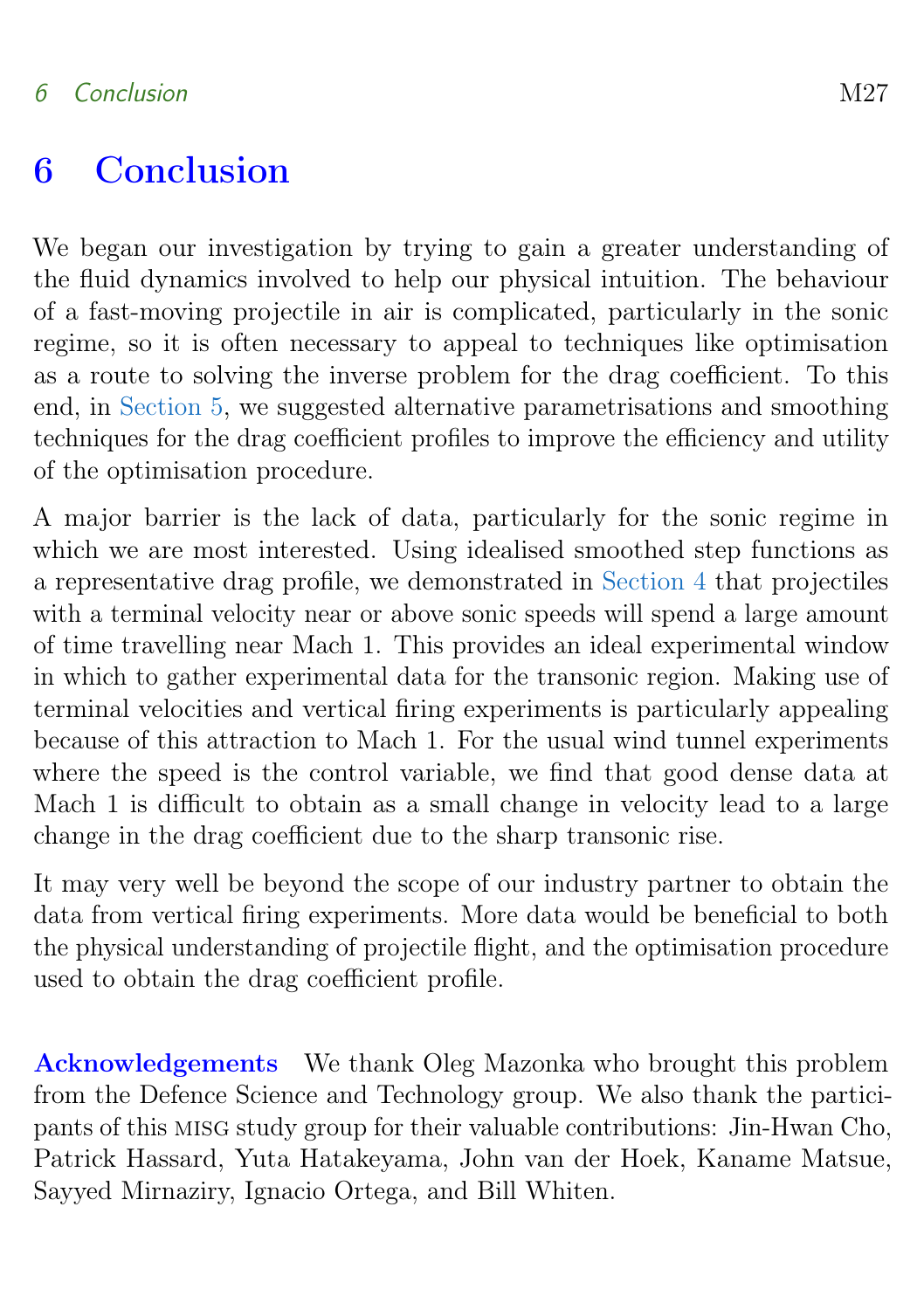# 6 Conclusion

We began our investigation by trying to gain a greater understanding of the fluid dynamics involved to help our physical intuition. The behaviour of a fast-moving projectile in air is complicated, particularly in the sonic regime, so it is often necessary to appeal to techniques like optimisation as a route to solving the inverse problem for the drag coefficient. To this end, in Section 5, we suggested alternative parametrisations and smoothing techniques for the drag coefficient profiles to improve the efficiency and utility of the optimisation procedure.

A major barrier is the lack of data, particularly for the sonic regime in which we are most interested. Using idealised smoothed step functions as a representative drag profile, we demonstrated in Section 4 that projectiles with a terminal velocity near or above sonic speeds will spend a large amount of time travelling near Mach 1. This provides an ideal experimental window in which to gather experimental data for the transonic region. Making use of terminal velocities and vertical firing experiments is particularly appealing because of this attraction to Mach 1. For the usual wind tunnel experiments where the speed is the control variable, we find that good dense data at Mach 1 is difficult to obtain as a small change in velocity lead to a large change in the drag coefficient due to the sharp transonic rise.

It may very well be beyond the scope of our industry partner to obtain the data from vertical firing experiments. More data would be beneficial to both the physical understanding of projectile flight, and the optimisation procedure used to obtain the drag coefficient profile.

**Acknowledgements** We thank Oleg Mazonka who brought this problem from the Defence Science and Technology group. We also thank the participants of this MISG study group for their valuable contributions: Jin-Hwan Cho, Patrick Hassard, Yuta Hatakeyama, John van der Hoek, Kaname Matsue, Sayyed Mirnaziry, Ignacio Ortega, and Bill Whiten.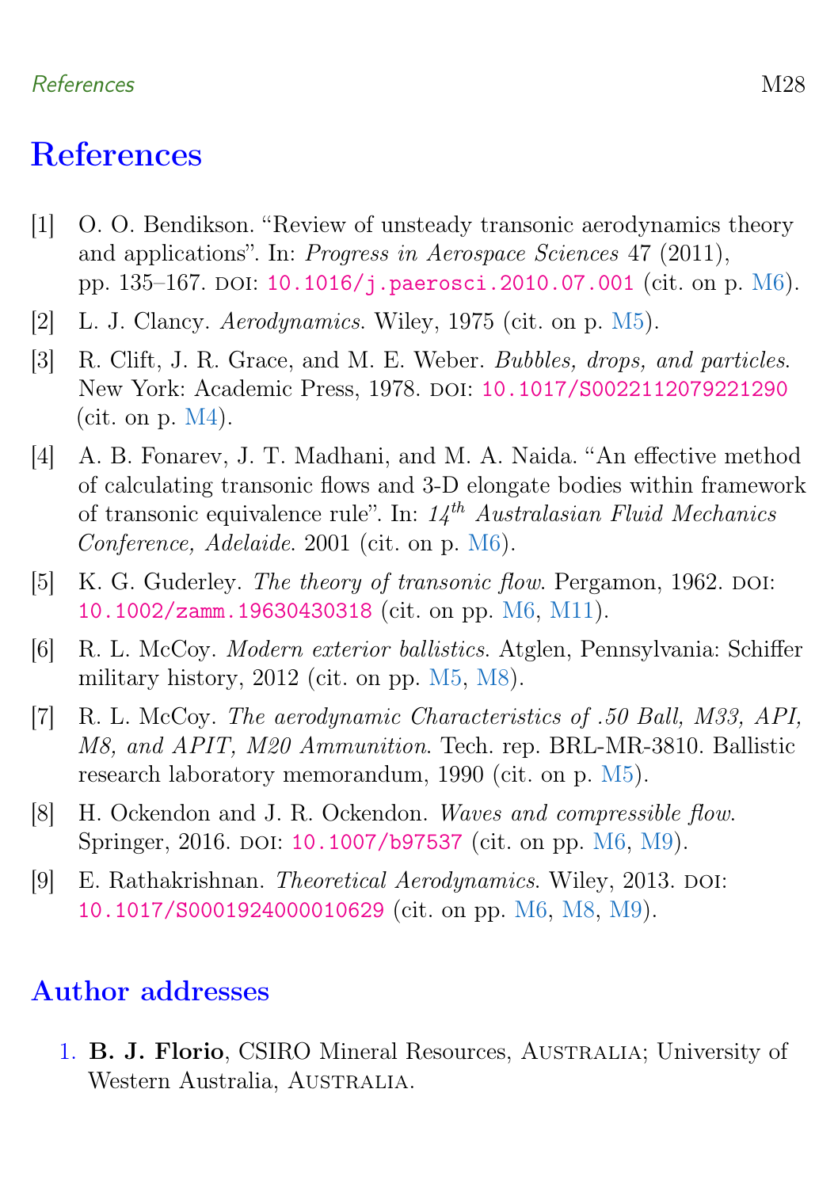# References

[1] O. O. Bendikson. "Review of unsteady transonic aerodynamics theory and applications". In: *Progress in Aerospace Sciences* 47 (2011), pp. 135–167. DOI: 10.1016/j.paerosci.2010.07.001 (cit. on p. M6).

[2] L. J. Clancy. *Aerodynamics*. Wiley, 1975 (cit. on p. M5).

[3] R. Clift, J. R. Grace, and M. E. Weber. *Bubbles, drops, and particles*. New York: Academic Press, 1978. DOI: 10.1017/S0022112079221290 (cit. on p. M4).

[4] A. B. Fonarev, J. T. Madhani, and M. A. Naida. "An effective method of calculating transonic flows and 3-D elongate bodies within framework of transonic equivalence rule". In: *14th Australasian Fluid Mechanics Conference, Adelaide*. 2001 (cit. on p. M6).

[5] K. G. Guderley. *The theory of transonic flow*. Pergamon, 1962. DOI: 10.1002/zamm.19630430318 (cit. on pp. M6, M11).

[6] R. L. McCoy. *Modern exterior ballistics*. Atglen, Pennsylvania: Schiffer military history, 2012 (cit. on pp. M5, M8).

[7] R. L. McCoy. *The aerodynamic Characteristics of .50 Ball, M33, API, M8, and APIT, M20 Ammunition*. Tech. rep. BRL-MR-3810. Ballistic research laboratory memorandum, 1990 (cit. on p. M5).

[8] H. Ockendon and J. R. Ockendon. *Waves and compressible flow*. Springer, 2016. DOI: 10.1007/b97537 (cit. on pp. M6, M9).

[9] E. Rathakrishnan. *Theoretical Aerodynamics*. Wiley, 2013. DOI: 10.1017/S0001924000010629 (cit. on pp. M6, M8, M9).

## Author addresses

1. **B. J. Florio**, CSIRO Mineral Resources, Australia; University of Western Australia, Australia.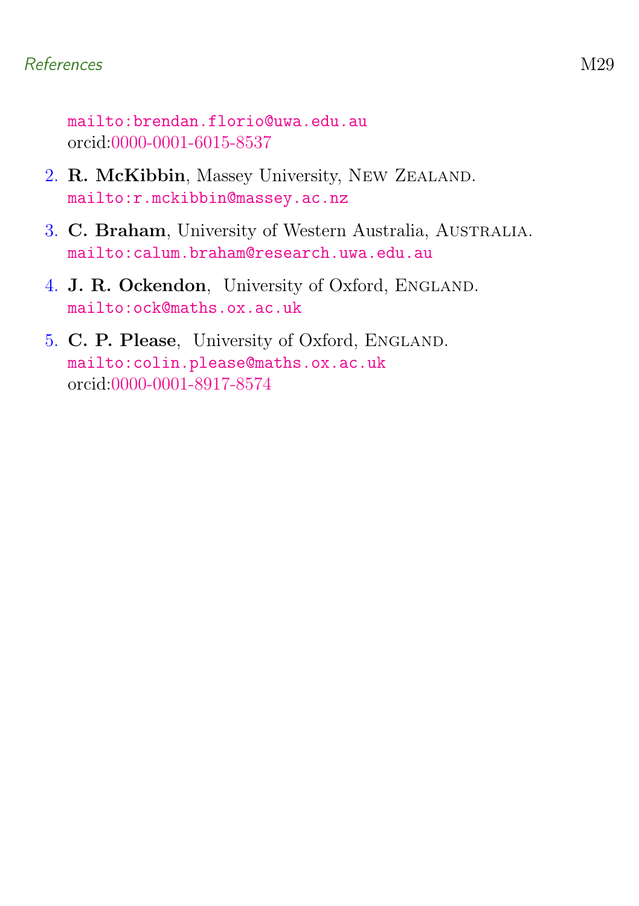mailto:brendan.florio@uwa.edu.au
orcid:0000-0001-6015-8537

2. **R. McKibbin**, Massey University, New Zealand.
   mailto:r.mckibbin@massey.ac.nz

3. **C. Braham**, University of Western Australia, Australia.
   mailto:calum.braham@research.uwa.edu.au

4. **J. R. Ockendon**, University of Oxford, England.
   mailto:ock@maths.ox.ac.uk

5. **C. P. Please**, University of Oxford, England.
   mailto:colin.please@maths.ox.ac.uk
   orcid:0000-0001-8917-8574